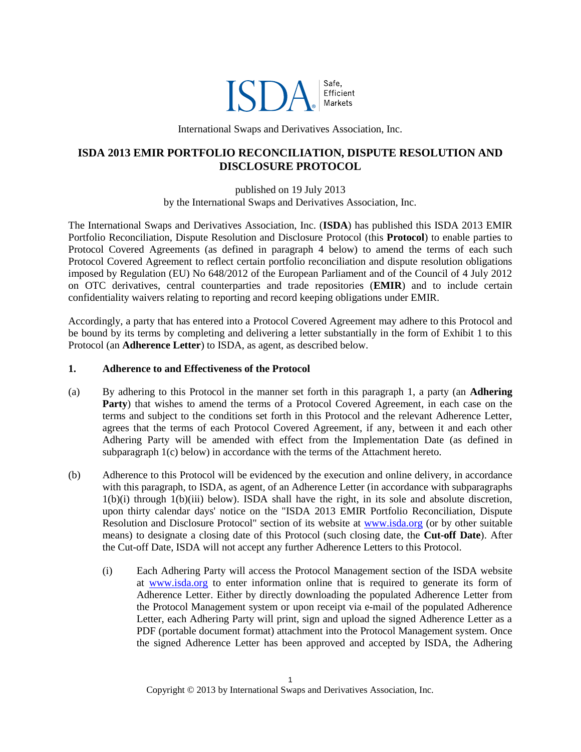International Swaps and Derivatives Association, Inc.

# ISDA 2013 EMIR PORTFOLIO RECONCILIATION, DISPUTE RESOLUTION AND DISCLOSURE PROTOCOL

published on 19 July 2013
by the International Swaps and Derivatives Association, Inc.

The International Swaps and Derivatives Association, Inc. (**ISDA**) has published this ISDA 2013 EMIR Portfolio Reconciliation, Dispute Resolution and Disclosure Protocol (this **Protocol**) to enable parties to Protocol Covered Agreements (as defined in paragraph 4 below) to amend the terms of each such Protocol Covered Agreement to reflect certain portfolio reconciliation and dispute resolution obligations imposed by Regulation (EU) No 648/2012 of the European Parliament and of the Council of 4 July 2012 on OTC derivatives, central counterparties and trade repositories (**EMIR**) and to include certain confidentiality waivers relating to reporting and record keeping obligations under EMIR.

Accordingly, a party that has entered into a Protocol Covered Agreement may adhere to this Protocol and be bound by its terms by completing and delivering a letter substantially in the form of Exhibit 1 to this Protocol (an **Adherence Letter**) to ISDA, as agent, as described below.

## 1. Adherence to and Effectiveness of the Protocol

(a) By adhering to this Protocol in the manner set forth in this paragraph 1, a party (an **Adhering Party**) that wishes to amend the terms of a Protocol Covered Agreement, in each case on the terms and subject to the conditions set forth in this Protocol and the relevant Adherence Letter, agrees that the terms of each Protocol Covered Agreement, if any, between it and each other Adhering Party will be amended with effect from the Implementation Date (as defined in subparagraph 1(c) below) in accordance with the terms of the Attachment hereto.

(b) Adherence to this Protocol will be evidenced by the execution and online delivery, in accordance with this paragraph, to ISDA, as agent, of an Adherence Letter (in accordance with subparagraphs 1(b)(i) through 1(b)(iii) below). ISDA shall have the right, in its sole and absolute discretion, upon thirty calendar days' notice on the "ISDA 2013 EMIR Portfolio Reconciliation, Dispute Resolution and Disclosure Protocol" section of its website at www.isda.org (or by other suitable means) to designate a closing date of this Protocol (such closing date, the **Cut-off Date**). After the Cut-off Date, ISDA will not accept any further Adherence Letters to this Protocol.

(i) Each Adhering Party will access the Protocol Management section of the ISDA website at www.isda.org to enter information online that is required to generate its form of Adherence Letter. Either by directly downloading the populated Adherence Letter from the Protocol Management system or upon receipt via e-mail of the populated Adherence Letter, each Adhering Party will print, sign and upload the signed Adherence Letter as a PDF (portable document format) attachment into the Protocol Management system. Once the signed Adherence Letter has been approved and accepted by ISDA, the Adhering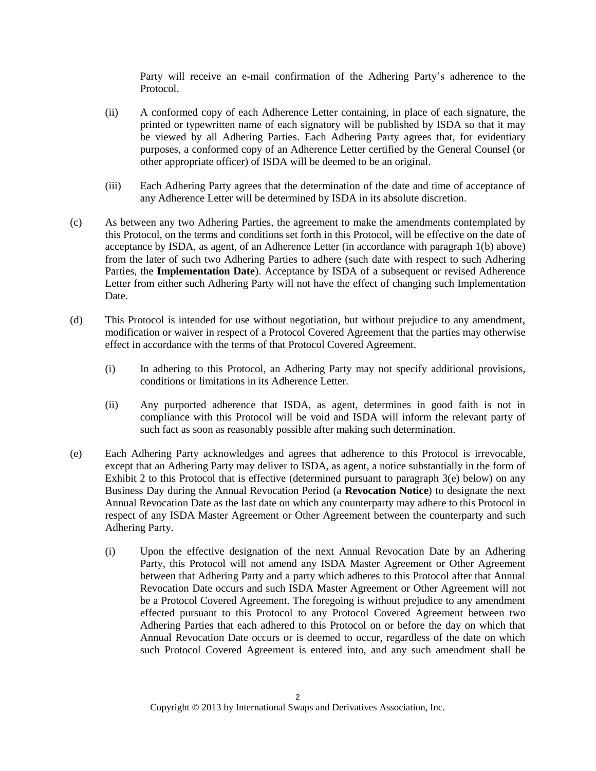Party will receive an e-mail confirmation of the Adhering Party's adherence to the Protocol.

(ii) A conformed copy of each Adherence Letter containing, in place of each signature, the printed or typewritten name of each signatory will be published by ISDA so that it may be viewed by all Adhering Parties. Each Adhering Party agrees that, for evidentiary purposes, a conformed copy of an Adherence Letter certified by the General Counsel (or other appropriate officer) of ISDA will be deemed to be an original.

(iii) Each Adhering Party agrees that the determination of the date and time of acceptance of any Adherence Letter will be determined by ISDA in its absolute discretion.

(c) As between any two Adhering Parties, the agreement to make the amendments contemplated by this Protocol, on the terms and conditions set forth in this Protocol, will be effective on the date of acceptance by ISDA, as agent, of an Adherence Letter (in accordance with paragraph 1(b) above) from the later of such two Adhering Parties to adhere (such date with respect to such Adhering Parties, the **Implementation Date**). Acceptance by ISDA of a subsequent or revised Adherence Letter from either such Adhering Party will not have the effect of changing such Implementation Date.

(d) This Protocol is intended for use without negotiation, but without prejudice to any amendment, modification or waiver in respect of a Protocol Covered Agreement that the parties may otherwise effect in accordance with the terms of that Protocol Covered Agreement.

(i) In adhering to this Protocol, an Adhering Party may not specify additional provisions, conditions or limitations in its Adherence Letter.

(ii) Any purported adherence that ISDA, as agent, determines in good faith is not in compliance with this Protocol will be void and ISDA will inform the relevant party of such fact as soon as reasonably possible after making such determination.

(e) Each Adhering Party acknowledges and agrees that adherence to this Protocol is irrevocable, except that an Adhering Party may deliver to ISDA, as agent, a notice substantially in the form of Exhibit 2 to this Protocol that is effective (determined pursuant to paragraph 3(e) below) on any Business Day during the Annual Revocation Period (a **Revocation Notice**) to designate the next Annual Revocation Date as the last date on which any counterparty may adhere to this Protocol in respect of any ISDA Master Agreement or Other Agreement between the counterparty and such Adhering Party.

(i) Upon the effective designation of the next Annual Revocation Date by an Adhering Party, this Protocol will not amend any ISDA Master Agreement or Other Agreement between that Adhering Party and a party which adheres to this Protocol after that Annual Revocation Date occurs and such ISDA Master Agreement or Other Agreement will not be a Protocol Covered Agreement. The foregoing is without prejudice to any amendment effected pursuant to this Protocol to any Protocol Covered Agreement between two Adhering Parties that each adhered to this Protocol on or before the day on which that Annual Revocation Date occurs or is deemed to occur, regardless of the date on which such Protocol Covered Agreement is entered into, and any such amendment shall be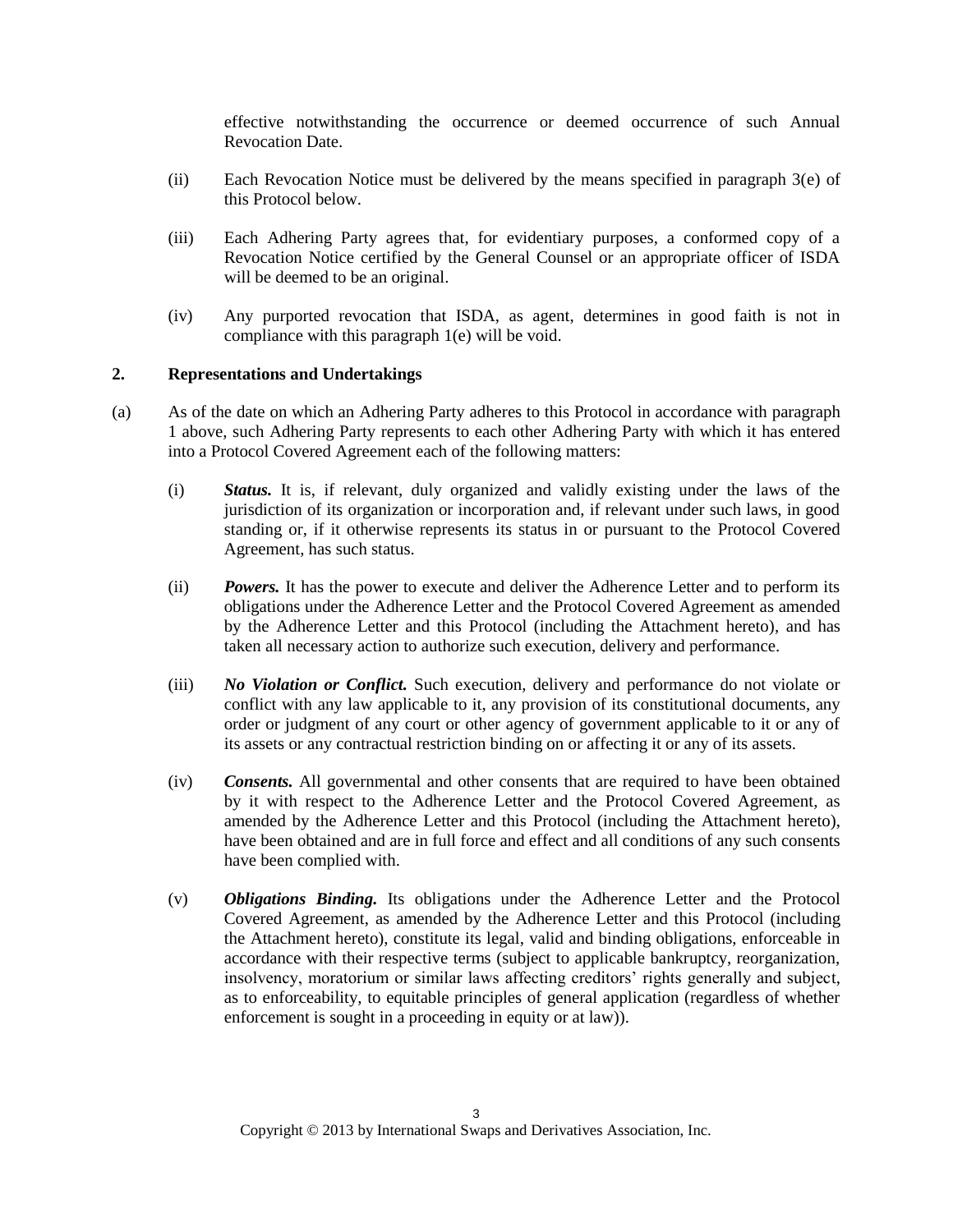effective notwithstanding the occurrence or deemed occurrence of such Annual Revocation Date.

(ii) Each Revocation Notice must be delivered by the means specified in paragraph 3(e) of this Protocol below.

(iii) Each Adhering Party agrees that, for evidentiary purposes, a conformed copy of a Revocation Notice certified by the General Counsel or an appropriate officer of ISDA will be deemed to be an original.

(iv) Any purported revocation that ISDA, as agent, determines in good faith is not in compliance with this paragraph 1(e) will be void.

## 2. Representations and Undertakings

(a) As of the date on which an Adhering Party adheres to this Protocol in accordance with paragraph 1 above, such Adhering Party represents to each other Adhering Party with which it has entered into a Protocol Covered Agreement each of the following matters:

(i) ***Status.*** It is, if relevant, duly organized and validly existing under the laws of the jurisdiction of its organization or incorporation and, if relevant under such laws, in good standing or, if it otherwise represents its status in or pursuant to the Protocol Covered Agreement, has such status.

(ii) ***Powers.*** It has the power to execute and deliver the Adherence Letter and to perform its obligations under the Adherence Letter and the Protocol Covered Agreement as amended by the Adherence Letter and this Protocol (including the Attachment hereto), and has taken all necessary action to authorize such execution, delivery and performance.

(iii) ***No Violation or Conflict.*** Such execution, delivery and performance do not violate or conflict with any law applicable to it, any provision of its constitutional documents, any order or judgment of any court or other agency of government applicable to it or any of its assets or any contractual restriction binding on or affecting it or any of its assets.

(iv) ***Consents.*** All governmental and other consents that are required to have been obtained by it with respect to the Adherence Letter and the Protocol Covered Agreement, as amended by the Adherence Letter and this Protocol (including the Attachment hereto), have been obtained and are in full force and effect and all conditions of any such consents have been complied with.

(v) ***Obligations Binding.*** Its obligations under the Adherence Letter and the Protocol Covered Agreement, as amended by the Adherence Letter and this Protocol (including the Attachment hereto), constitute its legal, valid and binding obligations, enforceable in accordance with their respective terms (subject to applicable bankruptcy, reorganization, insolvency, moratorium or similar laws affecting creditors' rights generally and subject, as to enforceability, to equitable principles of general application (regardless of whether enforcement is sought in a proceeding in equity or at law)).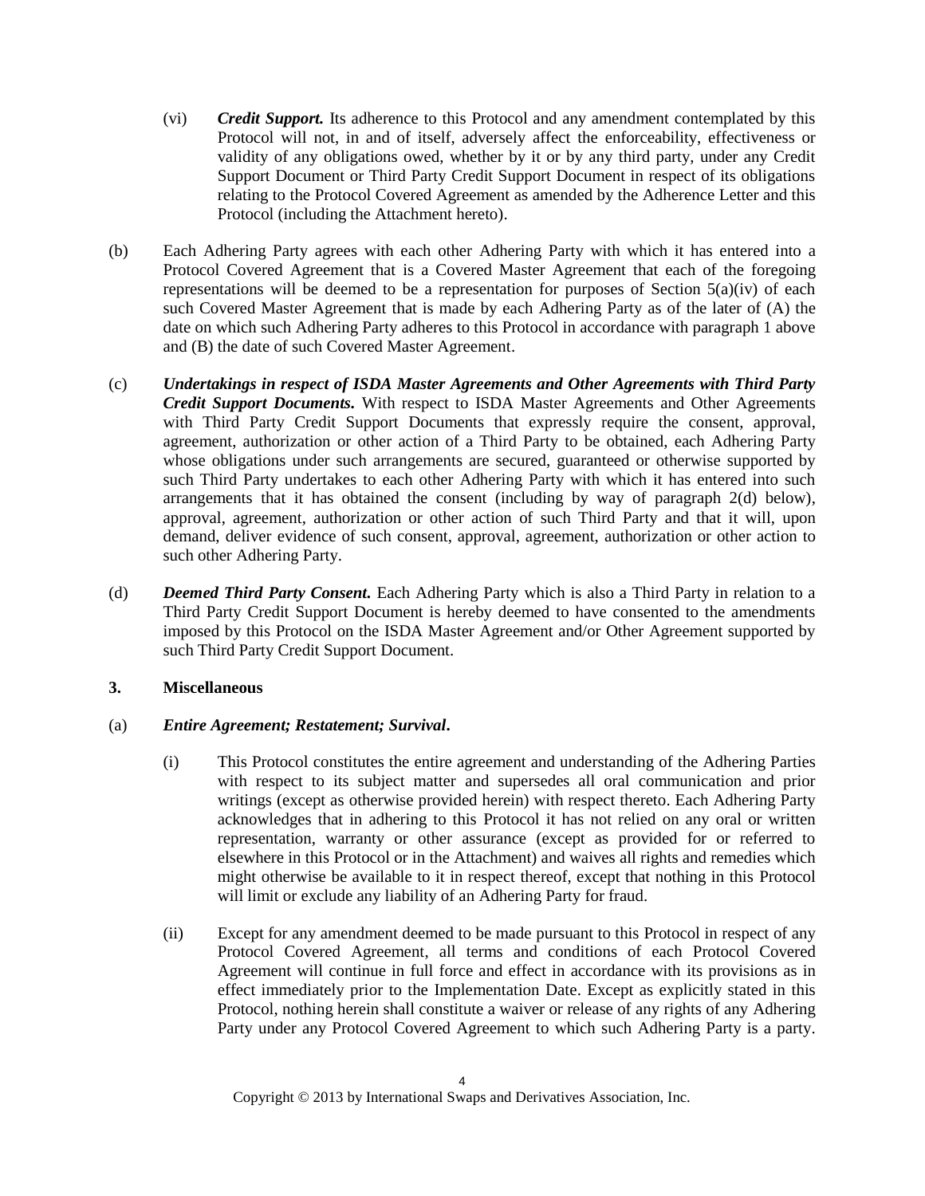(vi) ***Credit Support.*** Its adherence to this Protocol and any amendment contemplated by this Protocol will not, in and of itself, adversely affect the enforceability, effectiveness or validity of any obligations owed, whether by it or by any third party, under any Credit Support Document or Third Party Credit Support Document in respect of its obligations relating to the Protocol Covered Agreement as amended by the Adherence Letter and this Protocol (including the Attachment hereto).

(b) Each Adhering Party agrees with each other Adhering Party with which it has entered into a Protocol Covered Agreement that is a Covered Master Agreement that each of the foregoing representations will be deemed to be a representation for purposes of Section 5(a)(iv) of each such Covered Master Agreement that is made by each Adhering Party as of the later of (A) the date on which such Adhering Party adheres to this Protocol in accordance with paragraph 1 above and (B) the date of such Covered Master Agreement.

(c) ***Undertakings in respect of ISDA Master Agreements and Other Agreements with Third Party Credit Support Documents.*** With respect to ISDA Master Agreements and Other Agreements with Third Party Credit Support Documents that expressly require the consent, approval, agreement, authorization or other action of a Third Party to be obtained, each Adhering Party whose obligations under such arrangements are secured, guaranteed or otherwise supported by such Third Party undertakes to each other Adhering Party with which it has entered into such arrangements that it has obtained the consent (including by way of paragraph 2(d) below), approval, agreement, authorization or other action of such Third Party and that it will, upon demand, deliver evidence of such consent, approval, agreement, authorization or other action to such other Adhering Party.

(d) ***Deemed Third Party Consent.*** Each Adhering Party which is also a Third Party in relation to a Third Party Credit Support Document is hereby deemed to have consented to the amendments imposed by this Protocol on the ISDA Master Agreement and/or Other Agreement supported by such Third Party Credit Support Document.

**3. Miscellaneous**

(a) ***Entire Agreement; Restatement; Survival*.**

(i) This Protocol constitutes the entire agreement and understanding of the Adhering Parties with respect to its subject matter and supersedes all oral communication and prior writings (except as otherwise provided herein) with respect thereto. Each Adhering Party acknowledges that in adhering to this Protocol it has not relied on any oral or written representation, warranty or other assurance (except as provided for or referred to elsewhere in this Protocol or in the Attachment) and waives all rights and remedies which might otherwise be available to it in respect thereof, except that nothing in this Protocol will limit or exclude any liability of an Adhering Party for fraud.

(ii) Except for any amendment deemed to be made pursuant to this Protocol in respect of any Protocol Covered Agreement, all terms and conditions of each Protocol Covered Agreement will continue in full force and effect in accordance with its provisions as in effect immediately prior to the Implementation Date. Except as explicitly stated in this Protocol, nothing herein shall constitute a waiver or release of any rights of any Adhering Party under any Protocol Covered Agreement to which such Adhering Party is a party.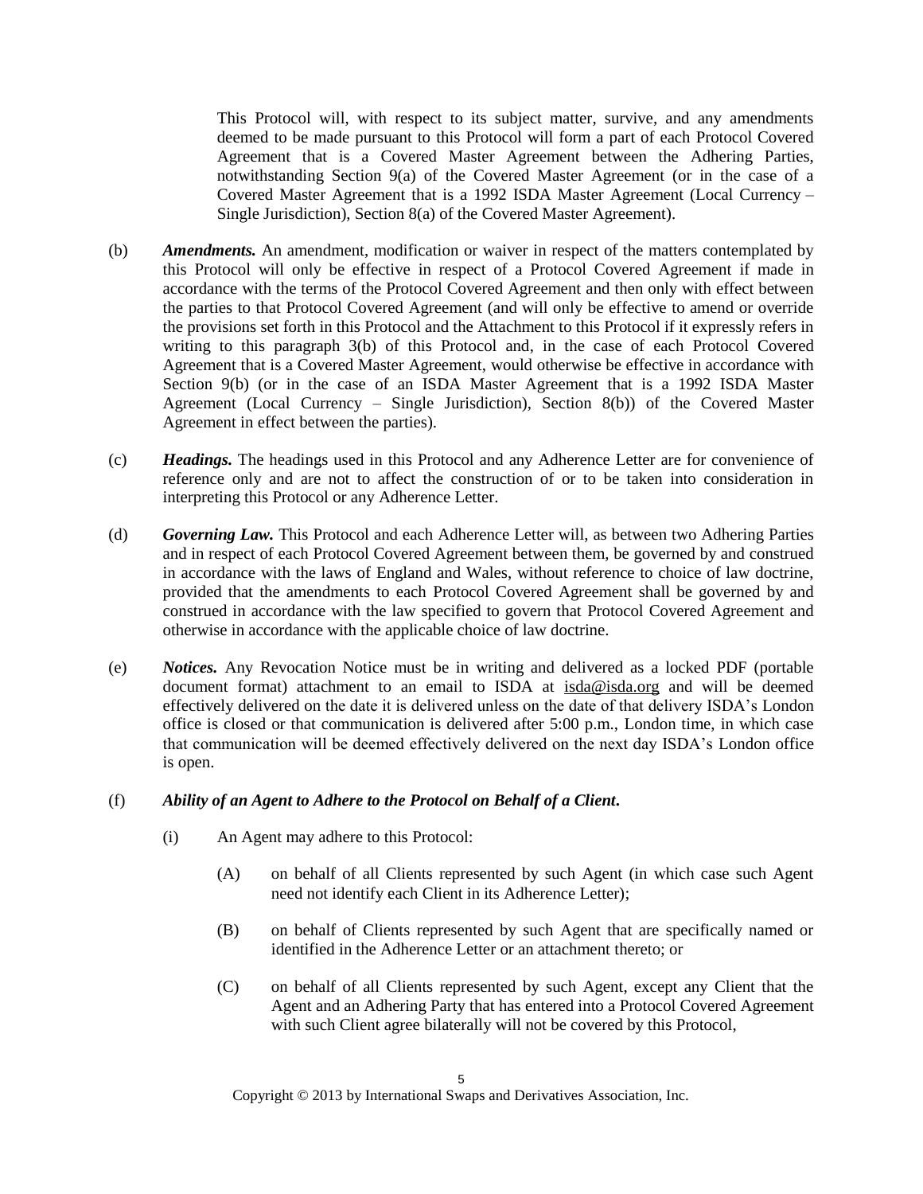This Protocol will, with respect to its subject matter, survive, and any amendments deemed to be made pursuant to this Protocol will form a part of each Protocol Covered Agreement that is a Covered Master Agreement between the Adhering Parties, notwithstanding Section 9(a) of the Covered Master Agreement (or in the case of a Covered Master Agreement that is a 1992 ISDA Master Agreement (Local Currency – Single Jurisdiction), Section 8(a) of the Covered Master Agreement).

(b) ***Amendments.*** An amendment, modification or waiver in respect of the matters contemplated by this Protocol will only be effective in respect of a Protocol Covered Agreement if made in accordance with the terms of the Protocol Covered Agreement and then only with effect between the parties to that Protocol Covered Agreement (and will only be effective to amend or override the provisions set forth in this Protocol and the Attachment to this Protocol if it expressly refers in writing to this paragraph 3(b) of this Protocol and, in the case of each Protocol Covered Agreement that is a Covered Master Agreement, would otherwise be effective in accordance with Section 9(b) (or in the case of an ISDA Master Agreement that is a 1992 ISDA Master Agreement (Local Currency – Single Jurisdiction), Section 8(b)) of the Covered Master Agreement in effect between the parties).

(c) ***Headings.*** The headings used in this Protocol and any Adherence Letter are for convenience of reference only and are not to affect the construction of or to be taken into consideration in interpreting this Protocol or any Adherence Letter.

(d) ***Governing Law.*** This Protocol and each Adherence Letter will, as between two Adhering Parties and in respect of each Protocol Covered Agreement between them, be governed by and construed in accordance with the laws of England and Wales, without reference to choice of law doctrine, provided that the amendments to each Protocol Covered Agreement shall be governed by and construed in accordance with the law specified to govern that Protocol Covered Agreement and otherwise in accordance with the applicable choice of law doctrine.

(e) ***Notices.*** Any Revocation Notice must be in writing and delivered as a locked PDF (portable document format) attachment to an email to ISDA at isda@isda.org and will be deemed effectively delivered on the date it is delivered unless on the date of that delivery ISDA's London office is closed or that communication is delivered after 5:00 p.m., London time, in which case that communication will be deemed effectively delivered on the next day ISDA's London office is open.

(f) ***Ability of an Agent to Adhere to the Protocol on Behalf of a Client.***

(i) An Agent may adhere to this Protocol:

(A) on behalf of all Clients represented by such Agent (in which case such Agent need not identify each Client in its Adherence Letter);

(B) on behalf of Clients represented by such Agent that are specifically named or identified in the Adherence Letter or an attachment thereto; or

(C) on behalf of all Clients represented by such Agent, except any Client that the Agent and an Adhering Party that has entered into a Protocol Covered Agreement with such Client agree bilaterally will not be covered by this Protocol,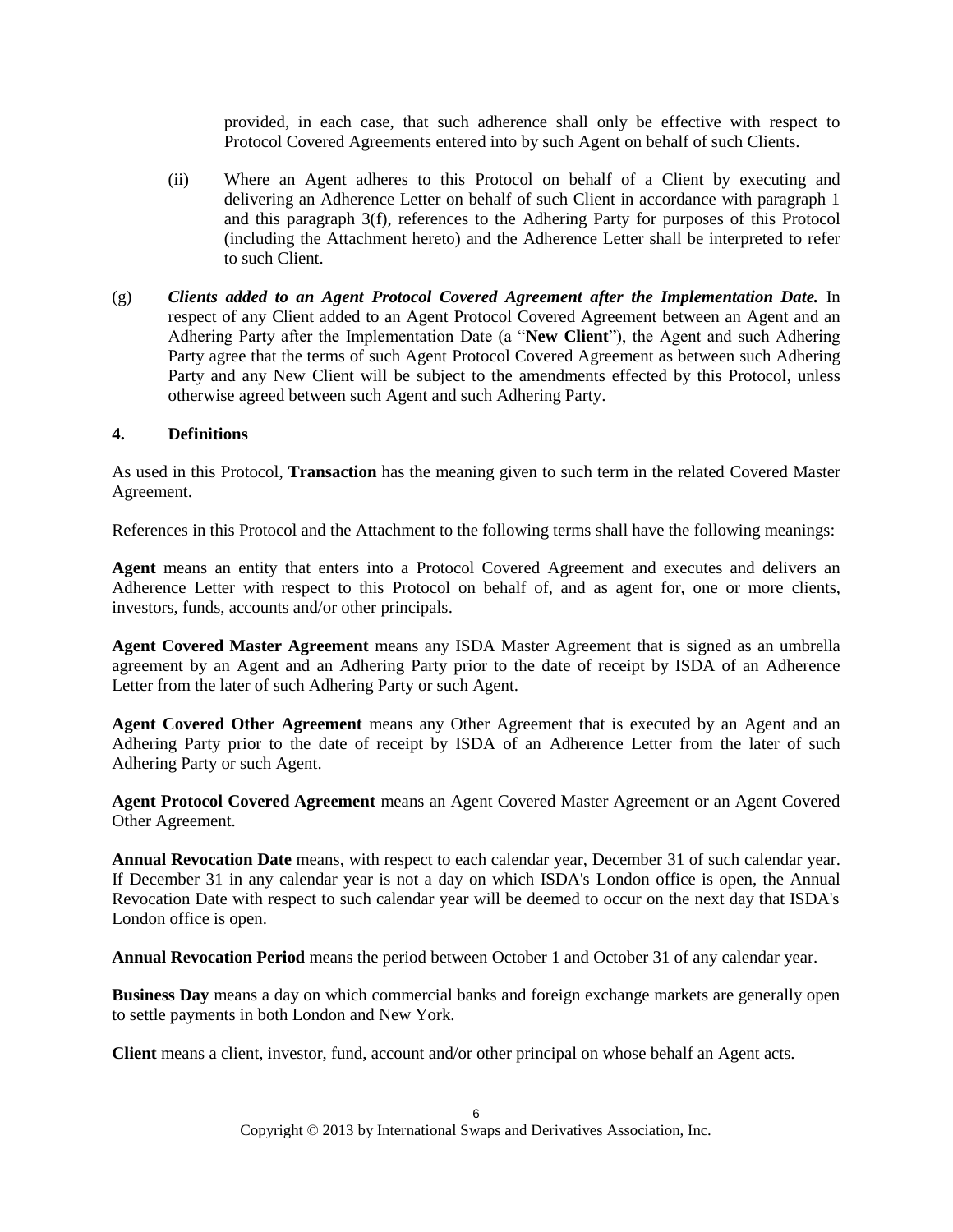provided, in each case, that such adherence shall only be effective with respect to Protocol Covered Agreements entered into by such Agent on behalf of such Clients.

(ii) Where an Agent adheres to this Protocol on behalf of a Client by executing and delivering an Adherence Letter on behalf of such Client in accordance with paragraph 1 and this paragraph 3(f), references to the Adhering Party for purposes of this Protocol (including the Attachment hereto) and the Adherence Letter shall be interpreted to refer to such Client.

(g) ***Clients added to an Agent Protocol Covered Agreement after the Implementation Date.*** In respect of any Client added to an Agent Protocol Covered Agreement between an Agent and an Adhering Party after the Implementation Date (a "**New Client**"), the Agent and such Adhering Party agree that the terms of such Agent Protocol Covered Agreement as between such Adhering Party and any New Client will be subject to the amendments effected by this Protocol, unless otherwise agreed between such Agent and such Adhering Party.

**4. Definitions**

As used in this Protocol, **Transaction** has the meaning given to such term in the related Covered Master Agreement.

References in this Protocol and the Attachment to the following terms shall have the following meanings:

**Agent** means an entity that enters into a Protocol Covered Agreement and executes and delivers an Adherence Letter with respect to this Protocol on behalf of, and as agent for, one or more clients, investors, funds, accounts and/or other principals.

**Agent Covered Master Agreement** means any ISDA Master Agreement that is signed as an umbrella agreement by an Agent and an Adhering Party prior to the date of receipt by ISDA of an Adherence Letter from the later of such Adhering Party or such Agent.

**Agent Covered Other Agreement** means any Other Agreement that is executed by an Agent and an Adhering Party prior to the date of receipt by ISDA of an Adherence Letter from the later of such Adhering Party or such Agent.

**Agent Protocol Covered Agreement** means an Agent Covered Master Agreement or an Agent Covered Other Agreement.

**Annual Revocation Date** means, with respect to each calendar year, December 31 of such calendar year. If December 31 in any calendar year is not a day on which ISDA's London office is open, the Annual Revocation Date with respect to such calendar year will be deemed to occur on the next day that ISDA's London office is open.

**Annual Revocation Period** means the period between October 1 and October 31 of any calendar year.

**Business Day** means a day on which commercial banks and foreign exchange markets are generally open to settle payments in both London and New York.

**Client** means a client, investor, fund, account and/or other principal on whose behalf an Agent acts.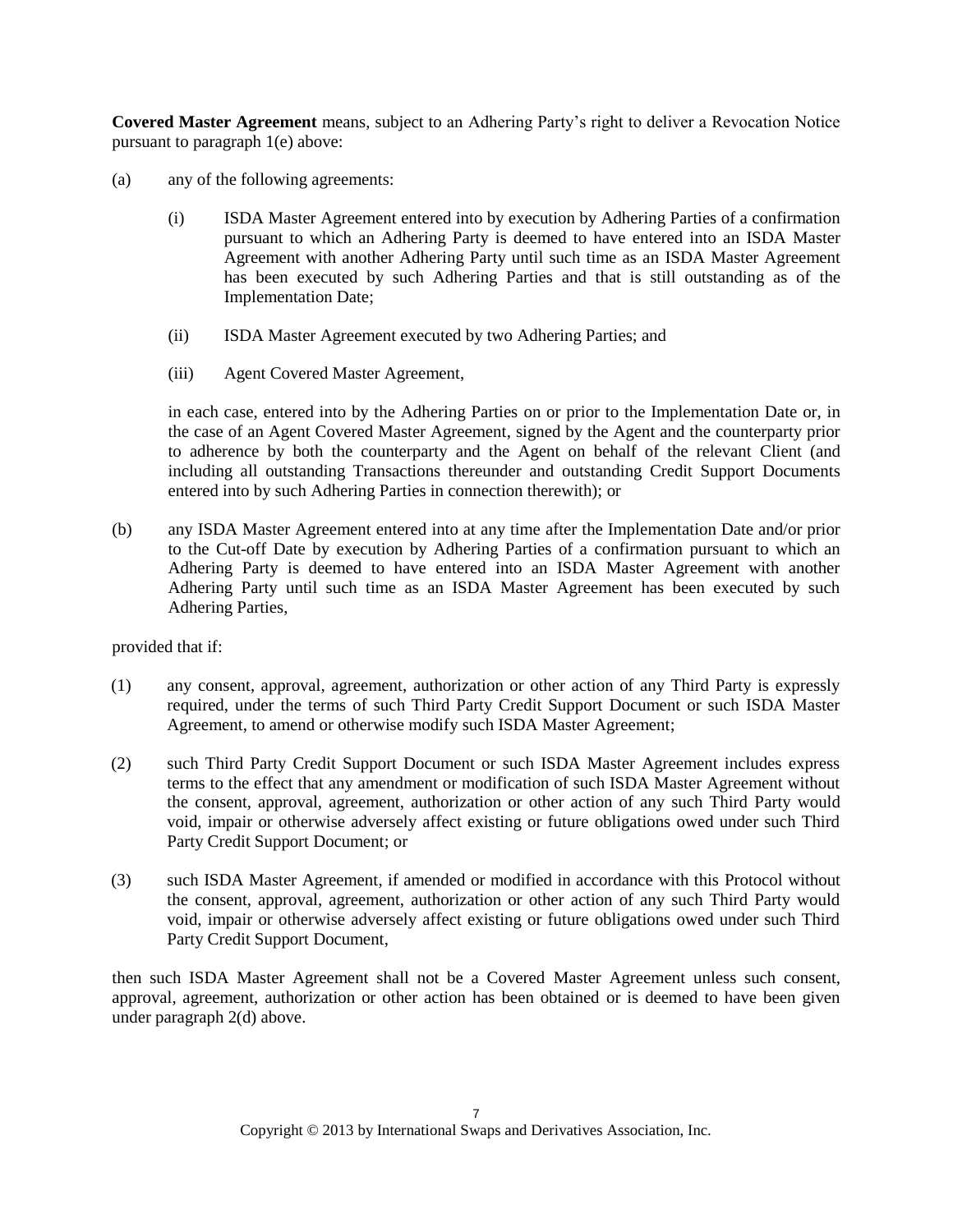**Covered Master Agreement** means, subject to an Adhering Party's right to deliver a Revocation Notice pursuant to paragraph 1(e) above:

(a) any of the following agreements:

(i) ISDA Master Agreement entered into by execution by Adhering Parties of a confirmation pursuant to which an Adhering Party is deemed to have entered into an ISDA Master Agreement with another Adhering Party until such time as an ISDA Master Agreement has been executed by such Adhering Parties and that is still outstanding as of the Implementation Date;

(ii) ISDA Master Agreement executed by two Adhering Parties; and

(iii) Agent Covered Master Agreement,

in each case, entered into by the Adhering Parties on or prior to the Implementation Date or, in the case of an Agent Covered Master Agreement, signed by the Agent and the counterparty prior to adherence by both the counterparty and the Agent on behalf of the relevant Client (and including all outstanding Transactions thereunder and outstanding Credit Support Documents entered into by such Adhering Parties in connection therewith); or

(b) any ISDA Master Agreement entered into at any time after the Implementation Date and/or prior to the Cut-off Date by execution by Adhering Parties of a confirmation pursuant to which an Adhering Party is deemed to have entered into an ISDA Master Agreement with another Adhering Party until such time as an ISDA Master Agreement has been executed by such Adhering Parties,

provided that if:

(1) any consent, approval, agreement, authorization or other action of any Third Party is expressly required, under the terms of such Third Party Credit Support Document or such ISDA Master Agreement, to amend or otherwise modify such ISDA Master Agreement;

(2) such Third Party Credit Support Document or such ISDA Master Agreement includes express terms to the effect that any amendment or modification of such ISDA Master Agreement without the consent, approval, agreement, authorization or other action of any such Third Party would void, impair or otherwise adversely affect existing or future obligations owed under such Third Party Credit Support Document; or

(3) such ISDA Master Agreement, if amended or modified in accordance with this Protocol without the consent, approval, agreement, authorization or other action of any such Third Party would void, impair or otherwise adversely affect existing or future obligations owed under such Third Party Credit Support Document,

then such ISDA Master Agreement shall not be a Covered Master Agreement unless such consent, approval, agreement, authorization or other action has been obtained or is deemed to have been given under paragraph 2(d) above.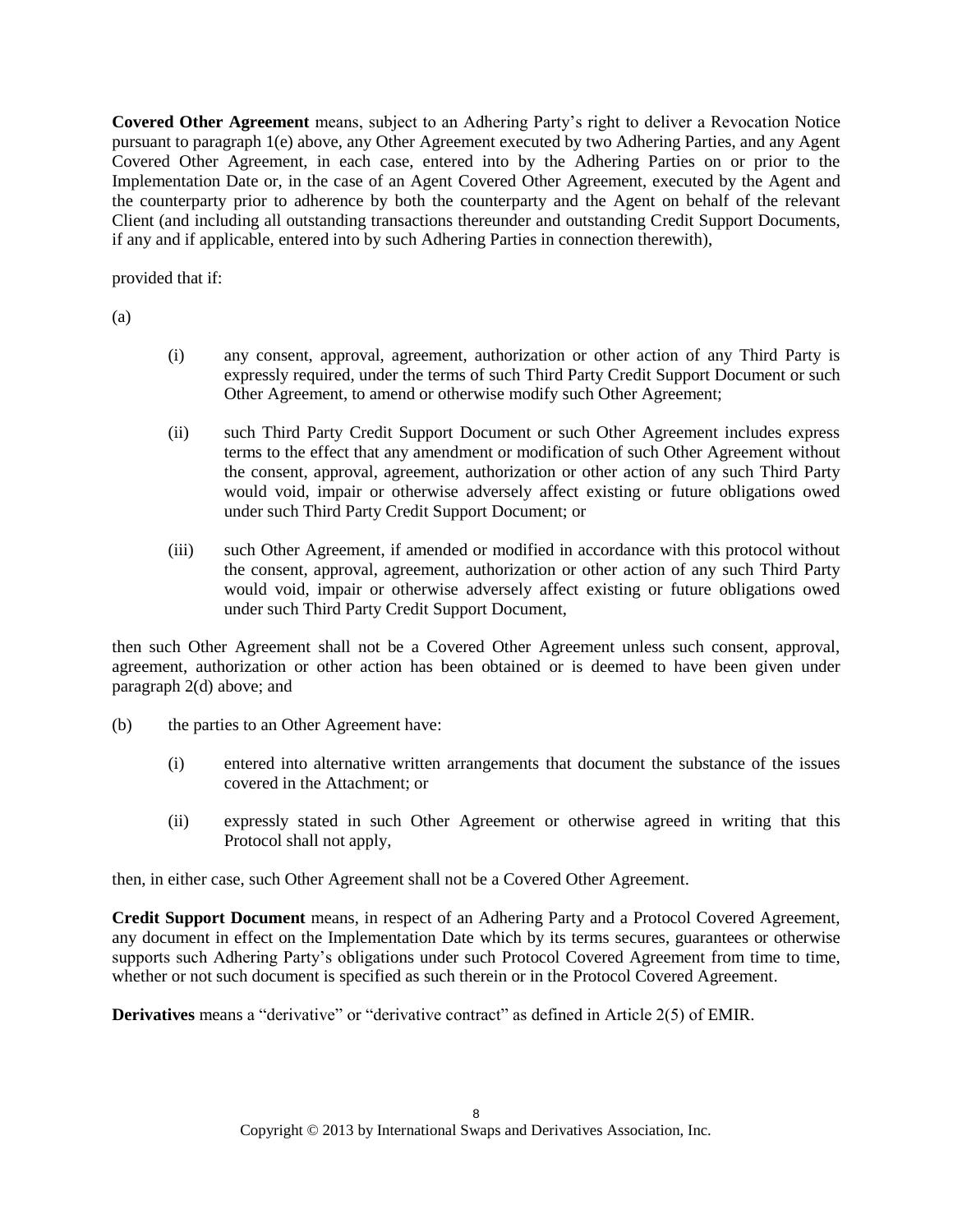**Covered Other Agreement** means, subject to an Adhering Party's right to deliver a Revocation Notice pursuant to paragraph 1(e) above, any Other Agreement executed by two Adhering Parties, and any Agent Covered Other Agreement, in each case, entered into by the Adhering Parties on or prior to the Implementation Date or, in the case of an Agent Covered Other Agreement, executed by the Agent and the counterparty prior to adherence by both the counterparty and the Agent on behalf of the relevant Client (and including all outstanding transactions thereunder and outstanding Credit Support Documents, if any and if applicable, entered into by such Adhering Parties in connection therewith),

provided that if:

(a)

> (i) any consent, approval, agreement, authorization or other action of any Third Party is expressly required, under the terms of such Third Party Credit Support Document or such Other Agreement, to amend or otherwise modify such Other Agreement;
>
> (ii) such Third Party Credit Support Document or such Other Agreement includes express terms to the effect that any amendment or modification of such Other Agreement without the consent, approval, agreement, authorization or other action of any such Third Party would void, impair or otherwise adversely affect existing or future obligations owed under such Third Party Credit Support Document; or
>
> (iii) such Other Agreement, if amended or modified in accordance with this protocol without the consent, approval, agreement, authorization or other action of any such Third Party would void, impair or otherwise adversely affect existing or future obligations owed under such Third Party Credit Support Document,

then such Other Agreement shall not be a Covered Other Agreement unless such consent, approval, agreement, authorization or other action has been obtained or is deemed to have been given under paragraph 2(d) above; and

(b) the parties to an Other Agreement have:

> (i) entered into alternative written arrangements that document the substance of the issues covered in the Attachment; or
>
> (ii) expressly stated in such Other Agreement or otherwise agreed in writing that this Protocol shall not apply,

then, in either case, such Other Agreement shall not be a Covered Other Agreement.

**Credit Support Document** means, in respect of an Adhering Party and a Protocol Covered Agreement, any document in effect on the Implementation Date which by its terms secures, guarantees or otherwise supports such Adhering Party's obligations under such Protocol Covered Agreement from time to time, whether or not such document is specified as such therein or in the Protocol Covered Agreement.

**Derivatives** means a "derivative" or "derivative contract" as defined in Article 2(5) of EMIR.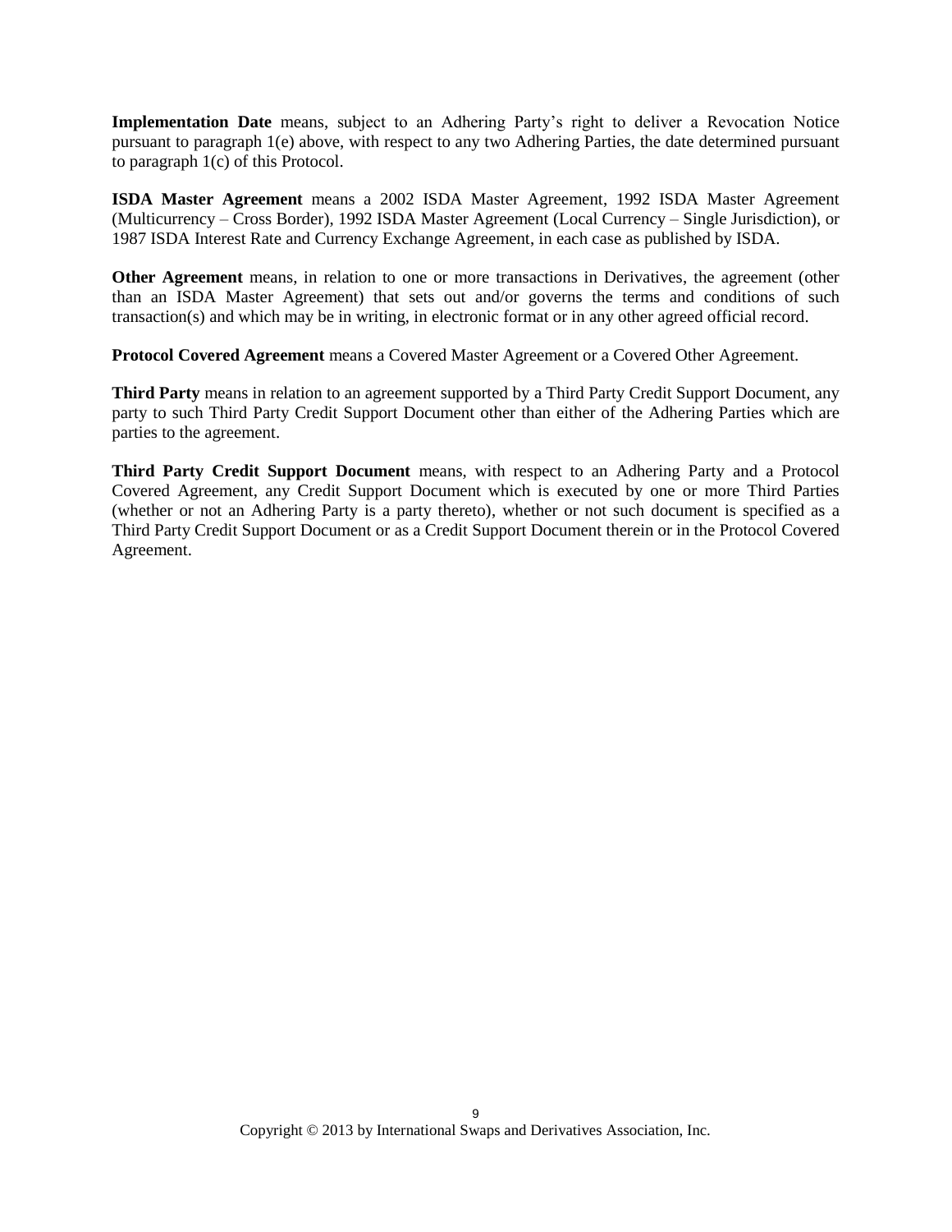**Implementation Date** means, subject to an Adhering Party's right to deliver a Revocation Notice pursuant to paragraph 1(e) above, with respect to any two Adhering Parties, the date determined pursuant to paragraph 1(c) of this Protocol.

**ISDA Master Agreement** means a 2002 ISDA Master Agreement, 1992 ISDA Master Agreement (Multicurrency – Cross Border), 1992 ISDA Master Agreement (Local Currency – Single Jurisdiction), or 1987 ISDA Interest Rate and Currency Exchange Agreement, in each case as published by ISDA.

**Other Agreement** means, in relation to one or more transactions in Derivatives, the agreement (other than an ISDA Master Agreement) that sets out and/or governs the terms and conditions of such transaction(s) and which may be in writing, in electronic format or in any other agreed official record.

**Protocol Covered Agreement** means a Covered Master Agreement or a Covered Other Agreement.

**Third Party** means in relation to an agreement supported by a Third Party Credit Support Document, any party to such Third Party Credit Support Document other than either of the Adhering Parties which are parties to the agreement.

**Third Party Credit Support Document** means, with respect to an Adhering Party and a Protocol Covered Agreement, any Credit Support Document which is executed by one or more Third Parties (whether or not an Adhering Party is a party thereto), whether or not such document is specified as a Third Party Credit Support Document or as a Credit Support Document therein or in the Protocol Covered Agreement.

Copyright © 2013 by International Swaps and Derivatives Association, Inc.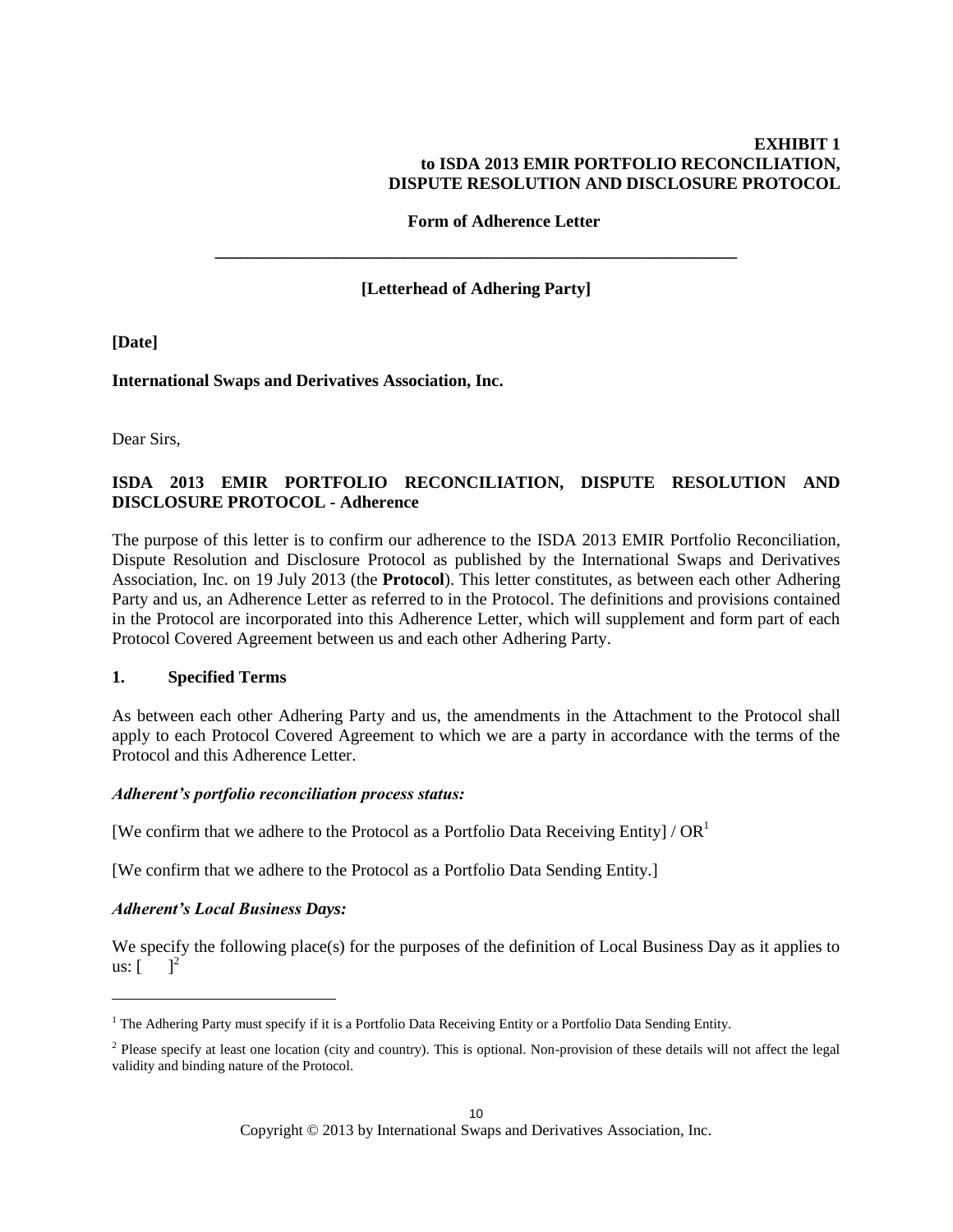**EXHIBIT 1**
**to ISDA 2013 EMIR PORTFOLIO RECONCILIATION,**
**DISPUTE RESOLUTION AND DISCLOSURE PROTOCOL**

**Form of Adherence Letter**

---

**[Letterhead of Adhering Party]**

**[Date]**

**International Swaps and Derivatives Association, Inc.**

Dear Sirs,

**ISDA 2013 EMIR PORTFOLIO RECONCILIATION, DISPUTE RESOLUTION AND DISCLOSURE PROTOCOL - Adherence**

The purpose of this letter is to confirm our adherence to the ISDA 2013 EMIR Portfolio Reconciliation, Dispute Resolution and Disclosure Protocol as published by the International Swaps and Derivatives Association, Inc. on 19 July 2013 (the **Protocol**). This letter constitutes, as between each other Adhering Party and us, an Adherence Letter as referred to in the Protocol. The definitions and provisions contained in the Protocol are incorporated into this Adherence Letter, which will supplement and form part of each Protocol Covered Agreement between us and each other Adhering Party.

## 1. Specified Terms

As between each other Adhering Party and us, the amendments in the Attachment to the Protocol shall apply to each Protocol Covered Agreement to which we are a party in accordance with the terms of the Protocol and this Adherence Letter.

***Adherent's portfolio reconciliation process status:***

[We confirm that we adhere to the Protocol as a Portfolio Data Receiving Entity] / OR[1]

[We confirm that we adhere to the Protocol as a Portfolio Data Sending Entity.]

***Adherent's Local Business Days:***

We specify the following place(s) for the purposes of the definition of Local Business Day as it applies to us: [ ][2]

---

[1] The Adhering Party must specify if it is a Portfolio Data Receiving Entity or a Portfolio Data Sending Entity.

[2] Please specify at least one location (city and country). This is optional. Non-provision of these details will not affect the legal validity and binding nature of the Protocol.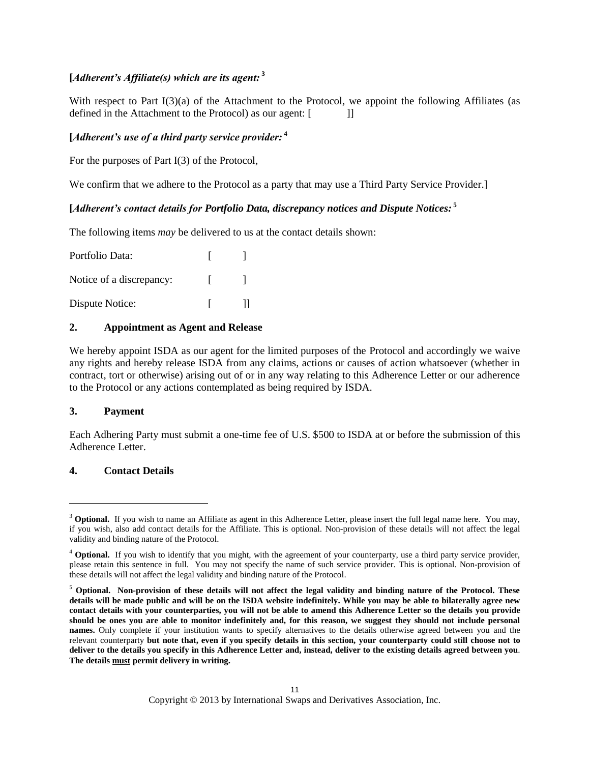**[*Adherent's Affiliate(s) which are its agent:*** [3]

With respect to Part I(3)(a) of the Attachment to the Protocol, we appoint the following Affiliates (as defined in the Attachment to the Protocol) as our agent: [ ]]

**[*Adherent's use of a third party service provider:*** [4]

For the purposes of Part I(3) of the Protocol,

We confirm that we adhere to the Protocol as a party that may use a Third Party Service Provider.]

**[*Adherent's contact details for Portfolio Data, discrepancy notices and Dispute Notices:*** [5]

The following items *may* be delivered to us at the contact details shown:

Portfolio Data: [ ]

Notice of a discrepancy: [ ]

Dispute Notice: [ ]]

## 2. Appointment as Agent and Release

We hereby appoint ISDA as our agent for the limited purposes of the Protocol and accordingly we waive any rights and hereby release ISDA from any claims, actions or causes of action whatsoever (whether in contract, tort or otherwise) arising out of or in any way relating to this Adherence Letter or our adherence to the Protocol or any actions contemplated as being required by ISDA.

## 3. Payment

Each Adhering Party must submit a one-time fee of U.S. $500 to ISDA at or before the submission of this Adherence Letter.

## 4. Contact Details

---

[3] **Optional.** If you wish to name an Affiliate as agent in this Adherence Letter, please insert the full legal name here. You may, if you wish, also add contact details for the Affiliate. This is optional. Non-provision of these details will not affect the legal validity and binding nature of the Protocol.

[4] **Optional.** If you wish to identify that you might, with the agreement of your counterparty, use a third party service provider, please retain this sentence in full. You may not specify the name of such service provider. This is optional. Non-provision of these details will not affect the legal validity and binding nature of the Protocol.

[5] **Optional. Non-provision of these details will not affect the legal validity and binding nature of the Protocol. These details will be made public and will be on the ISDA website indefinitely. While you may be able to bilaterally agree new contact details with your counterparties, you will not be able to amend this Adherence Letter so the details you provide should be ones you are able to monitor indefinitely and, for this reason, we suggest they should not include personal names.** Only complete if your institution wants to specify alternatives to the details otherwise agreed between you and the relevant counterparty **but note that, even if you specify details in this section, your counterparty could still choose not to deliver to the details you specify in this Adherence Letter and, instead, deliver to the existing details agreed between you**. **The details <u>must</u> permit delivery in writing.**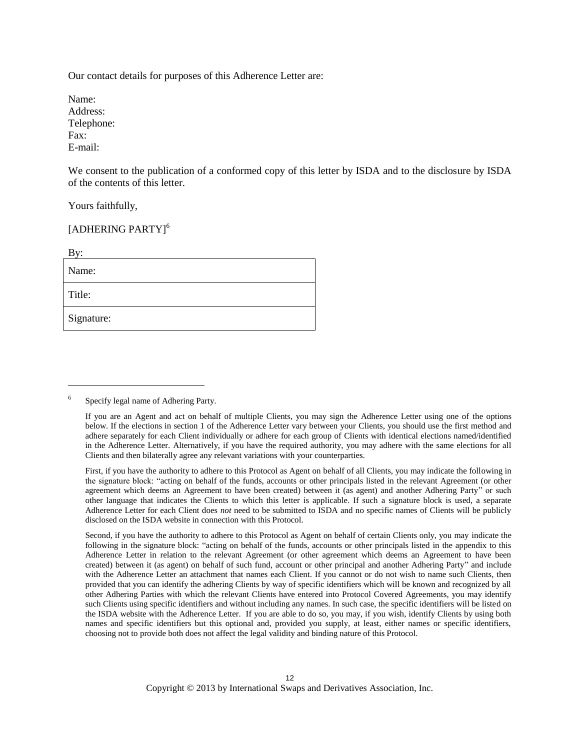Our contact details for purposes of this Adherence Letter are:

Name:
Address:
Telephone:
Fax:
E-mail:

We consent to the publication of a conformed copy of this letter by ISDA and to the disclosure by ISDA of the contents of this letter.

Yours faithfully,

[ADHERING PARTY][6]

By:

| Name: |
| --- |
| Title: |
| Signature: |

---

[6] Specify legal name of Adhering Party.

If you are an Agent and act on behalf of multiple Clients, you may sign the Adherence Letter using one of the options below. If the elections in section 1 of the Adherence Letter vary between your Clients, you should use the first method and adhere separately for each Client individually or adhere for each group of Clients with identical elections named/identified in the Adherence Letter. Alternatively, if you have the required authority, you may adhere with the same elections for all Clients and then bilaterally agree any relevant variations with your counterparties.

First, if you have the authority to adhere to this Protocol as Agent on behalf of all Clients, you may indicate the following in the signature block: "acting on behalf of the funds, accounts or other principals listed in the relevant Agreement (or other agreement which deems an Agreement to have been created) between it (as agent) and another Adhering Party" or such other language that indicates the Clients to which this letter is applicable. If such a signature block is used, a separate Adherence Letter for each Client does *not* need to be submitted to ISDA and no specific names of Clients will be publicly disclosed on the ISDA website in connection with this Protocol.

Second, if you have the authority to adhere to this Protocol as Agent on behalf of certain Clients only, you may indicate the following in the signature block: "acting on behalf of the funds, accounts or other principals listed in the appendix to this Adherence Letter in relation to the relevant Agreement (or other agreement which deems an Agreement to have been created) between it (as agent) on behalf of such fund, account or other principal and another Adhering Party" and include with the Adherence Letter an attachment that names each Client. If you cannot or do not wish to name such Clients, then provided that you can identify the adhering Clients by way of specific identifiers which will be known and recognized by all other Adhering Parties with which the relevant Clients have entered into Protocol Covered Agreements, you may identify such Clients using specific identifiers and without including any names. In such case, the specific identifiers will be listed on the ISDA website with the Adherence Letter. If you are able to do so, you may, if you wish, identify Clients by using both names and specific identifiers but this optional and, provided you supply, at least, either names or specific identifiers, choosing not to provide both does not affect the legal validity and binding nature of this Protocol.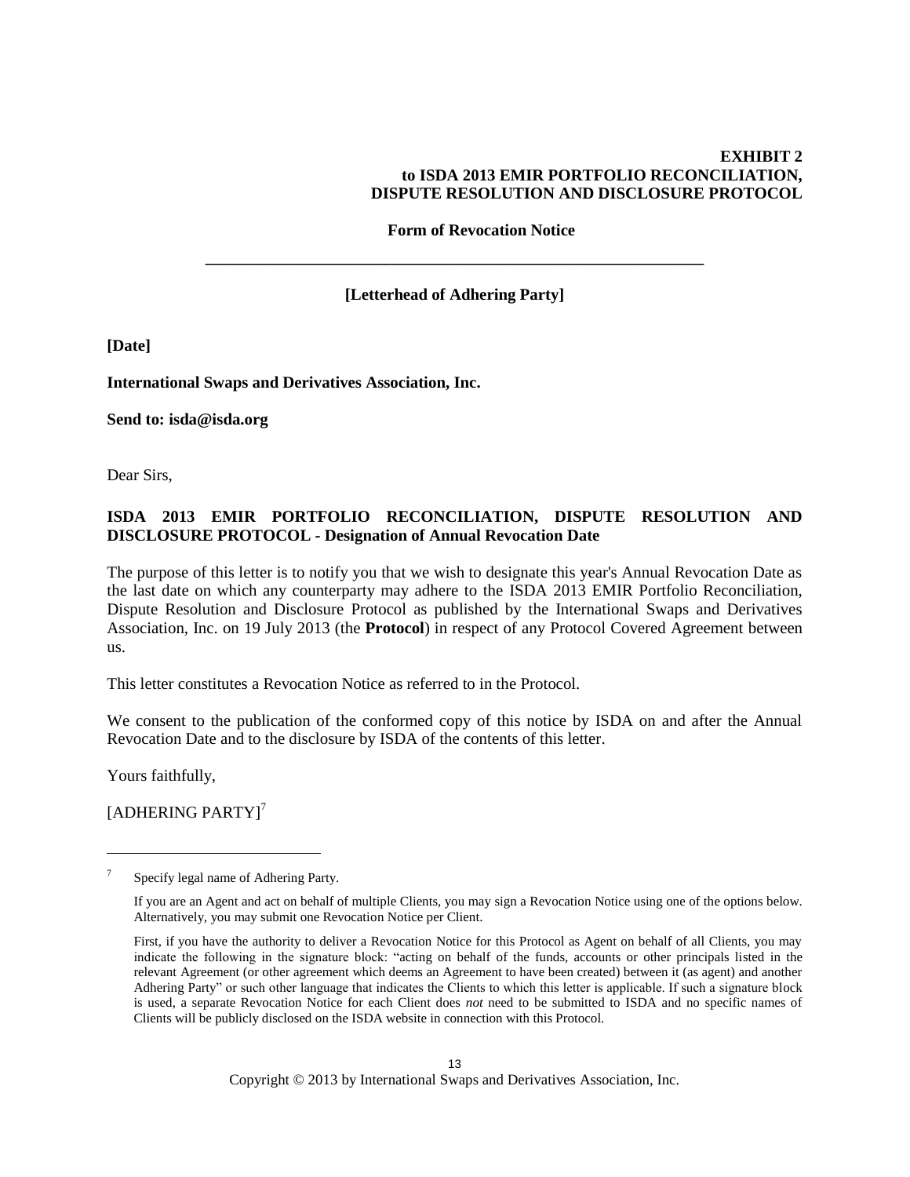**EXHIBIT 2**
**to ISDA 2013 EMIR PORTFOLIO RECONCILIATION, DISPUTE RESOLUTION AND DISCLOSURE PROTOCOL**

**Form of Revocation Notice**

---

**[Letterhead of Adhering Party]**

**[Date]**

**International Swaps and Derivatives Association, Inc.**

**Send to: isda@isda.org**

Dear Sirs,

**ISDA 2013 EMIR PORTFOLIO RECONCILIATION, DISPUTE RESOLUTION AND DISCLOSURE PROTOCOL - Designation of Annual Revocation Date**

The purpose of this letter is to notify you that we wish to designate this year's Annual Revocation Date as the last date on which any counterparty may adhere to the ISDA 2013 EMIR Portfolio Reconciliation, Dispute Resolution and Disclosure Protocol as published by the International Swaps and Derivatives Association, Inc. on 19 July 2013 (the **Protocol**) in respect of any Protocol Covered Agreement between us.

This letter constitutes a Revocation Notice as referred to in the Protocol.

We consent to the publication of the conformed copy of this notice by ISDA on and after the Annual Revocation Date and to the disclosure by ISDA of the contents of this letter.

Yours faithfully,

[ADHERING PARTY][7]

---

[7] Specify legal name of Adhering Party.

If you are an Agent and act on behalf of multiple Clients, you may sign a Revocation Notice using one of the options below. Alternatively, you may submit one Revocation Notice per Client.

First, if you have the authority to deliver a Revocation Notice for this Protocol as Agent on behalf of all Clients, you may indicate the following in the signature block: "acting on behalf of the funds, accounts or other principals listed in the relevant Agreement (or other agreement which deems an Agreement to have been created) between it (as agent) and another Adhering Party" or such other language that indicates the Clients to which this letter is applicable. If such a signature block is used, a separate Revocation Notice for each Client does *not* need to be submitted to ISDA and no specific names of Clients will be publicly disclosed on the ISDA website in connection with this Protocol.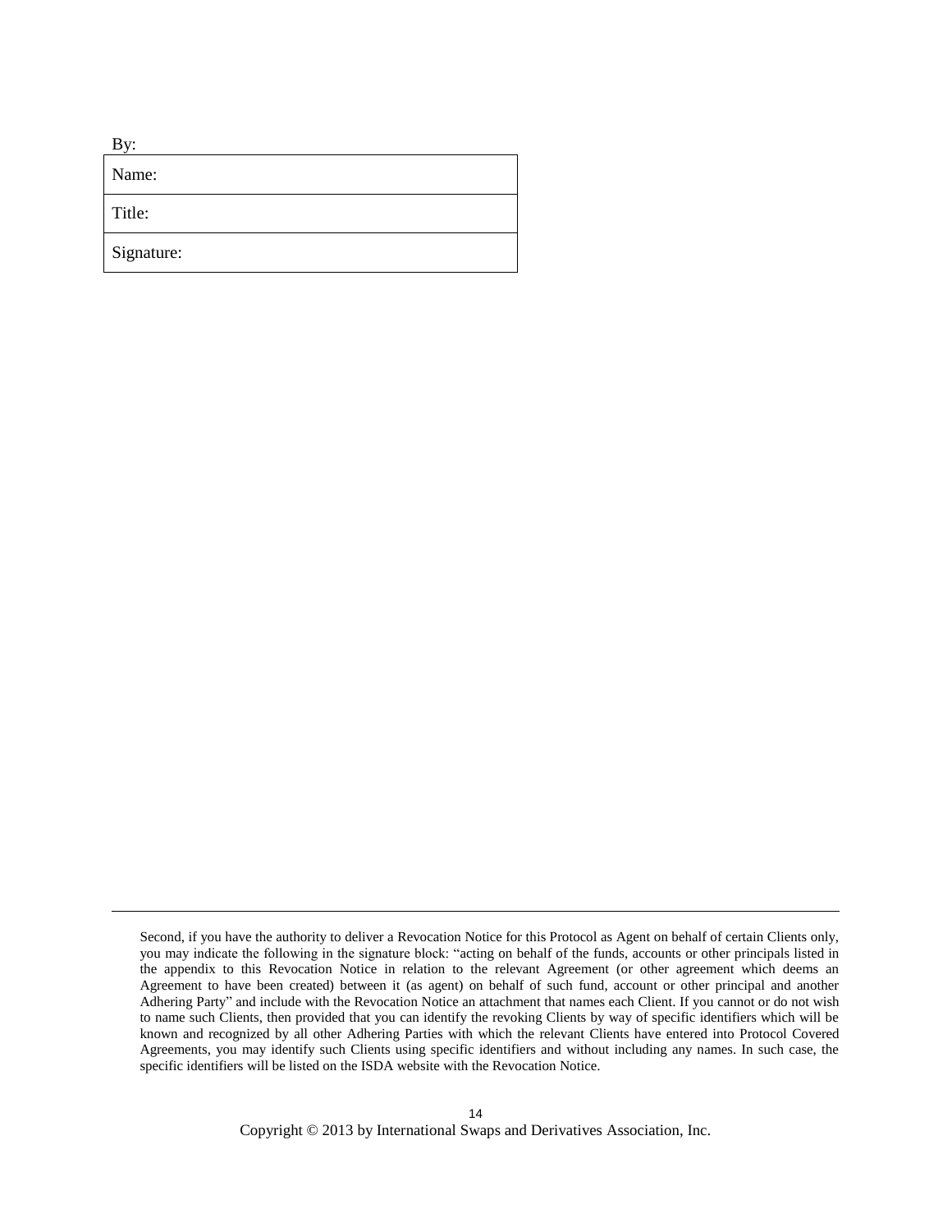By:

| Name: |
| --- |
| Title: |
| Signature: |

---

Second, if you have the authority to deliver a Revocation Notice for this Protocol as Agent on behalf of certain Clients only, you may indicate the following in the signature block: "acting on behalf of the funds, accounts or other principals listed in the appendix to this Revocation Notice in relation to the relevant Agreement (or other agreement which deems an Agreement to have been created) between it (as agent) on behalf of such fund, account or other principal and another Adhering Party" and include with the Revocation Notice an attachment that names each Client. If you cannot or do not wish to name such Clients, then provided that you can identify the revoking Clients by way of specific identifiers which will be known and recognized by all other Adhering Parties with which the relevant Clients have entered into Protocol Covered Agreements, you may identify such Clients using specific identifiers and without including any names. In such case, the specific identifiers will be listed on the ISDA website with the Revocation Notice.

Copyright © 2013 by International Swaps and Derivatives Association, Inc.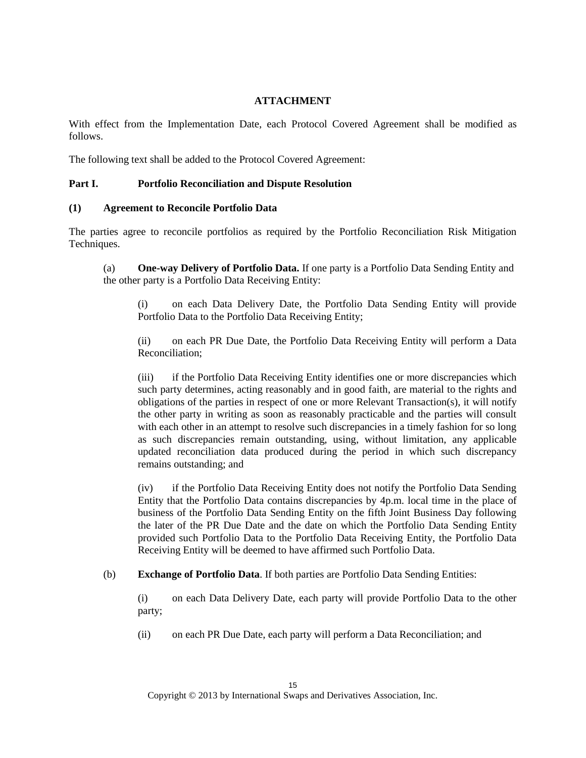## ATTACHMENT

With effect from the Implementation Date, each Protocol Covered Agreement shall be modified as follows.

The following text shall be added to the Protocol Covered Agreement:

### Part I. Portfolio Reconciliation and Dispute Resolution

#### (1) Agreement to Reconcile Portfolio Data

The parties agree to reconcile portfolios as required by the Portfolio Reconciliation Risk Mitigation Techniques.

(a) **One-way Delivery of Portfolio Data.** If one party is a Portfolio Data Sending Entity and the other party is a Portfolio Data Receiving Entity:

(i) on each Data Delivery Date, the Portfolio Data Sending Entity will provide Portfolio Data to the Portfolio Data Receiving Entity;

(ii) on each PR Due Date, the Portfolio Data Receiving Entity will perform a Data Reconciliation;

(iii) if the Portfolio Data Receiving Entity identifies one or more discrepancies which such party determines, acting reasonably and in good faith, are material to the rights and obligations of the parties in respect of one or more Relevant Transaction(s), it will notify the other party in writing as soon as reasonably practicable and the parties will consult with each other in an attempt to resolve such discrepancies in a timely fashion for so long as such discrepancies remain outstanding, using, without limitation, any applicable updated reconciliation data produced during the period in which such discrepancy remains outstanding; and

(iv) if the Portfolio Data Receiving Entity does not notify the Portfolio Data Sending Entity that the Portfolio Data contains discrepancies by 4p.m. local time in the place of business of the Portfolio Data Sending Entity on the fifth Joint Business Day following the later of the PR Due Date and the date on which the Portfolio Data Sending Entity provided such Portfolio Data to the Portfolio Data Receiving Entity, the Portfolio Data Receiving Entity will be deemed to have affirmed such Portfolio Data.

(b) **Exchange of Portfolio Data**. If both parties are Portfolio Data Sending Entities:

(i) on each Data Delivery Date, each party will provide Portfolio Data to the other party;

(ii) on each PR Due Date, each party will perform a Data Reconciliation; and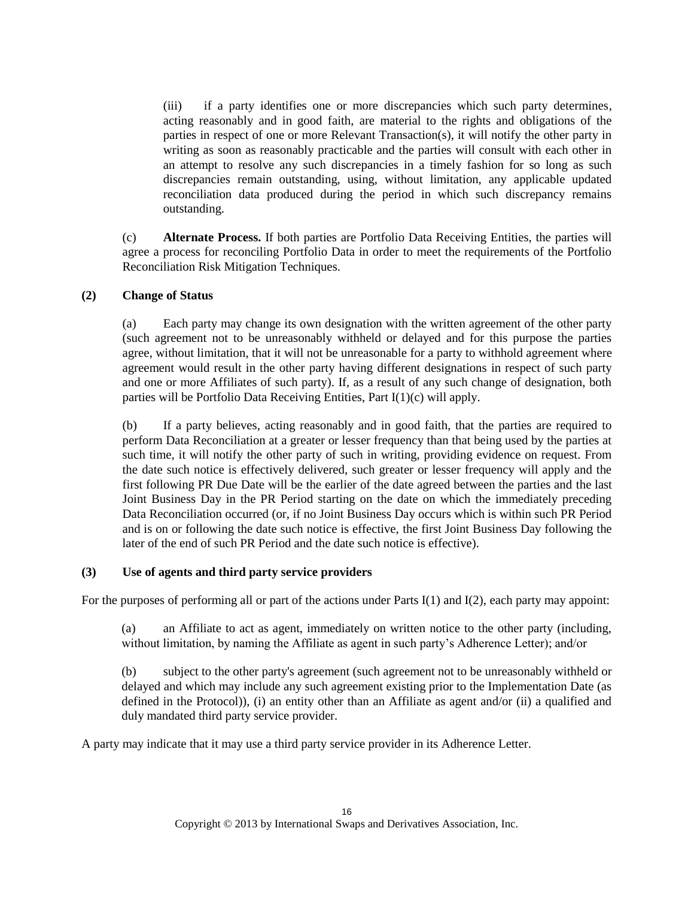(iii) if a party identifies one or more discrepancies which such party determines, acting reasonably and in good faith, are material to the rights and obligations of the parties in respect of one or more Relevant Transaction(s), it will notify the other party in writing as soon as reasonably practicable and the parties will consult with each other in an attempt to resolve any such discrepancies in a timely fashion for so long as such discrepancies remain outstanding, using, without limitation, any applicable updated reconciliation data produced during the period in which such discrepancy remains outstanding.

(c) **Alternate Process.** If both parties are Portfolio Data Receiving Entities, the parties will agree a process for reconciling Portfolio Data in order to meet the requirements of the Portfolio Reconciliation Risk Mitigation Techniques.

**(2) Change of Status**

(a) Each party may change its own designation with the written agreement of the other party (such agreement not to be unreasonably withheld or delayed and for this purpose the parties agree, without limitation, that it will not be unreasonable for a party to withhold agreement where agreement would result in the other party having different designations in respect of such party and one or more Affiliates of such party). If, as a result of any such change of designation, both parties will be Portfolio Data Receiving Entities, Part I(1)(c) will apply.

(b) If a party believes, acting reasonably and in good faith, that the parties are required to perform Data Reconciliation at a greater or lesser frequency than that being used by the parties at such time, it will notify the other party of such in writing, providing evidence on request. From the date such notice is effectively delivered, such greater or lesser frequency will apply and the first following PR Due Date will be the earlier of the date agreed between the parties and the last Joint Business Day in the PR Period starting on the date on which the immediately preceding Data Reconciliation occurred (or, if no Joint Business Day occurs which is within such PR Period and is on or following the date such notice is effective, the first Joint Business Day following the later of the end of such PR Period and the date such notice is effective).

**(3) Use of agents and third party service providers**

For the purposes of performing all or part of the actions under Parts I(1) and I(2), each party may appoint:

(a) an Affiliate to act as agent, immediately on written notice to the other party (including, without limitation, by naming the Affiliate as agent in such party's Adherence Letter); and/or

(b) subject to the other party's agreement (such agreement not to be unreasonably withheld or delayed and which may include any such agreement existing prior to the Implementation Date (as defined in the Protocol)), (i) an entity other than an Affiliate as agent and/or (ii) a qualified and duly mandated third party service provider.

A party may indicate that it may use a third party service provider in its Adherence Letter.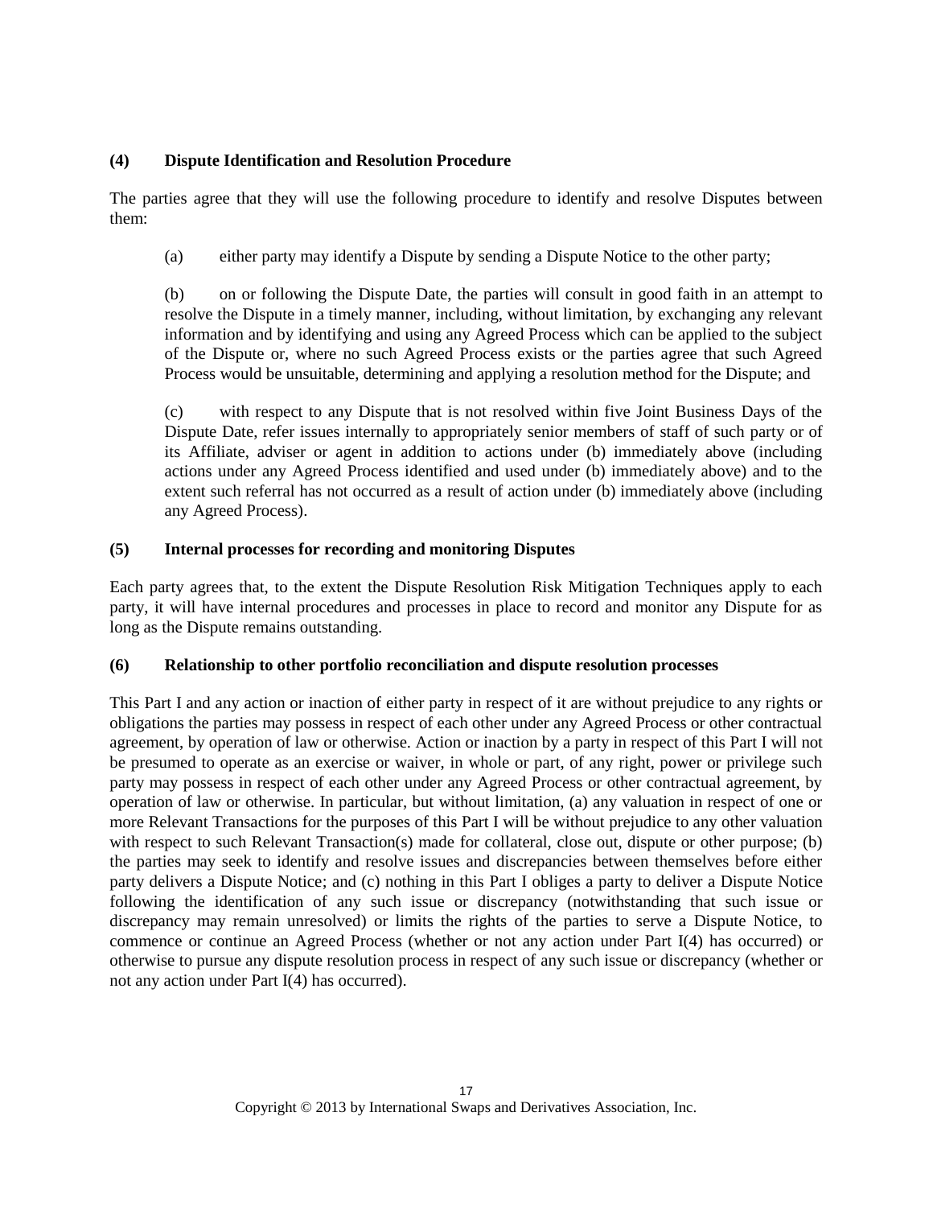**(4) Dispute Identification and Resolution Procedure**

The parties agree that they will use the following procedure to identify and resolve Disputes between them:

(a) either party may identify a Dispute by sending a Dispute Notice to the other party;

(b) on or following the Dispute Date, the parties will consult in good faith in an attempt to resolve the Dispute in a timely manner, including, without limitation, by exchanging any relevant information and by identifying and using any Agreed Process which can be applied to the subject of the Dispute or, where no such Agreed Process exists or the parties agree that such Agreed Process would be unsuitable, determining and applying a resolution method for the Dispute; and

(c) with respect to any Dispute that is not resolved within five Joint Business Days of the Dispute Date, refer issues internally to appropriately senior members of staff of such party or of its Affiliate, adviser or agent in addition to actions under (b) immediately above (including actions under any Agreed Process identified and used under (b) immediately above) and to the extent such referral has not occurred as a result of action under (b) immediately above (including any Agreed Process).

**(5) Internal processes for recording and monitoring Disputes**

Each party agrees that, to the extent the Dispute Resolution Risk Mitigation Techniques apply to each party, it will have internal procedures and processes in place to record and monitor any Dispute for as long as the Dispute remains outstanding.

**(6) Relationship to other portfolio reconciliation and dispute resolution processes**

This Part I and any action or inaction of either party in respect of it are without prejudice to any rights or obligations the parties may possess in respect of each other under any Agreed Process or other contractual agreement, by operation of law or otherwise. Action or inaction by a party in respect of this Part I will not be presumed to operate as an exercise or waiver, in whole or part, of any right, power or privilege such party may possess in respect of each other under any Agreed Process or other contractual agreement, by operation of law or otherwise. In particular, but without limitation, (a) any valuation in respect of one or more Relevant Transactions for the purposes of this Part I will be without prejudice to any other valuation with respect to such Relevant Transaction(s) made for collateral, close out, dispute or other purpose; (b) the parties may seek to identify and resolve issues and discrepancies between themselves before either party delivers a Dispute Notice; and (c) nothing in this Part I obliges a party to deliver a Dispute Notice following the identification of any such issue or discrepancy (notwithstanding that such issue or discrepancy may remain unresolved) or limits the rights of the parties to serve a Dispute Notice, to commence or continue an Agreed Process (whether or not any action under Part I(4) has occurred) or otherwise to pursue any dispute resolution process in respect of any such issue or discrepancy (whether or not any action under Part I(4) has occurred).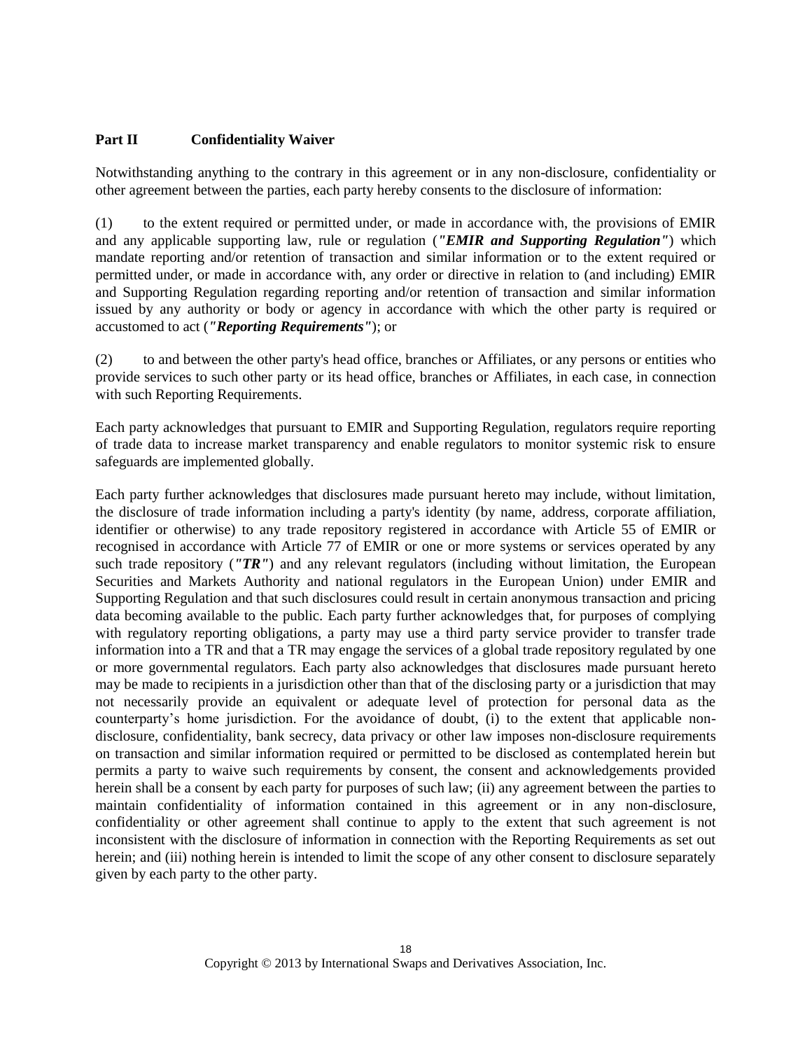**Part II Confidentiality Waiver**

Notwithstanding anything to the contrary in this agreement or in any non-disclosure, confidentiality or other agreement between the parties, each party hereby consents to the disclosure of information:

(1) to the extent required or permitted under, or made in accordance with, the provisions of EMIR and any applicable supporting law, rule or regulation (***"EMIR and Supporting Regulation"***) which mandate reporting and/or retention of transaction and similar information or to the extent required or permitted under, or made in accordance with, any order or directive in relation to (and including) EMIR and Supporting Regulation regarding reporting and/or retention of transaction and similar information issued by any authority or body or agency in accordance with which the other party is required or accustomed to act (***"Reporting Requirements"***); or

(2) to and between the other party's head office, branches or Affiliates, or any persons or entities who provide services to such other party or its head office, branches or Affiliates, in each case, in connection with such Reporting Requirements.

Each party acknowledges that pursuant to EMIR and Supporting Regulation, regulators require reporting of trade data to increase market transparency and enable regulators to monitor systemic risk to ensure safeguards are implemented globally.

Each party further acknowledges that disclosures made pursuant hereto may include, without limitation, the disclosure of trade information including a party's identity (by name, address, corporate affiliation, identifier or otherwise) to any trade repository registered in accordance with Article 55 of EMIR or recognised in accordance with Article 77 of EMIR or one or more systems or services operated by any such trade repository (***"TR"***) and any relevant regulators (including without limitation, the European Securities and Markets Authority and national regulators in the European Union) under EMIR and Supporting Regulation and that such disclosures could result in certain anonymous transaction and pricing data becoming available to the public. Each party further acknowledges that, for purposes of complying with regulatory reporting obligations, a party may use a third party service provider to transfer trade information into a TR and that a TR may engage the services of a global trade repository regulated by one or more governmental regulators. Each party also acknowledges that disclosures made pursuant hereto may be made to recipients in a jurisdiction other than that of the disclosing party or a jurisdiction that may not necessarily provide an equivalent or adequate level of protection for personal data as the counterparty's home jurisdiction. For the avoidance of doubt, (i) to the extent that applicable non-disclosure, confidentiality, bank secrecy, data privacy or other law imposes non-disclosure requirements on transaction and similar information required or permitted to be disclosed as contemplated herein but permits a party to waive such requirements by consent, the consent and acknowledgements provided herein shall be a consent by each party for purposes of such law; (ii) any agreement between the parties to maintain confidentiality of information contained in this agreement or in any non-disclosure, confidentiality or other agreement shall continue to apply to the extent that such agreement is not inconsistent with the disclosure of information in connection with the Reporting Requirements as set out herein; and (iii) nothing herein is intended to limit the scope of any other consent to disclosure separately given by each party to the other party.

Copyright © 2013 by International Swaps and Derivatives Association, Inc.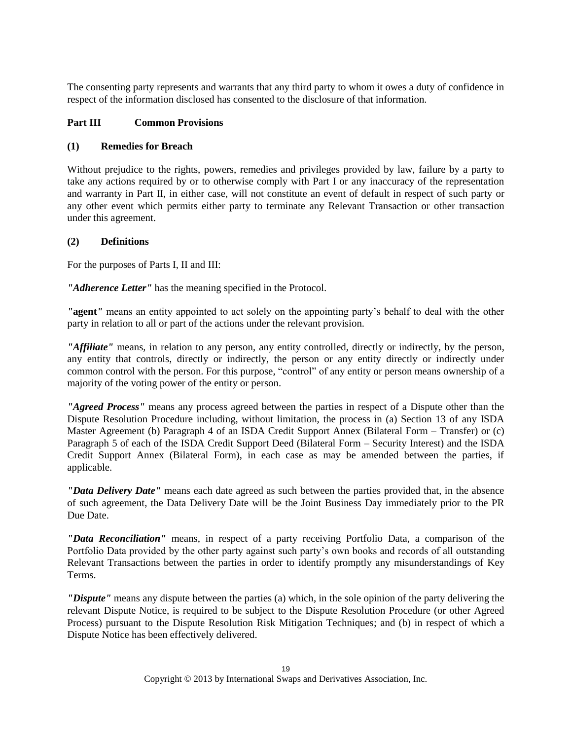The consenting party represents and warrants that any third party to whom it owes a duty of confidence in respect of the information disclosed has consented to the disclosure of that information.

## Part III Common Provisions

### (1) Remedies for Breach

Without prejudice to the rights, powers, remedies and privileges provided by law, failure by a party to take any actions required by or to otherwise comply with Part I or any inaccuracy of the representation and warranty in Part II, in either case, will not constitute an event of default in respect of such party or any other event which permits either party to terminate any Relevant Transaction or other transaction under this agreement.

### (2) Definitions

For the purposes of Parts I, II and III:

***"Adherence Letter"*** has the meaning specified in the Protocol.

*"***agent***"* means an entity appointed to act solely on the appointing party's behalf to deal with the other party in relation to all or part of the actions under the relevant provision.

***"Affiliate"*** means, in relation to any person, any entity controlled, directly or indirectly, by the person, any entity that controls, directly or indirectly, the person or any entity directly or indirectly under common control with the person. For this purpose, "control" of any entity or person means ownership of a majority of the voting power of the entity or person.

***"Agreed Process"*** means any process agreed between the parties in respect of a Dispute other than the Dispute Resolution Procedure including, without limitation, the process in (a) Section 13 of any ISDA Master Agreement (b) Paragraph 4 of an ISDA Credit Support Annex (Bilateral Form – Transfer) or (c) Paragraph 5 of each of the ISDA Credit Support Deed (Bilateral Form – Security Interest) and the ISDA Credit Support Annex (Bilateral Form), in each case as may be amended between the parties, if applicable.

***"Data Delivery Date"*** means each date agreed as such between the parties provided that, in the absence of such agreement, the Data Delivery Date will be the Joint Business Day immediately prior to the PR Due Date.

***"Data Reconciliation"*** means, in respect of a party receiving Portfolio Data, a comparison of the Portfolio Data provided by the other party against such party's own books and records of all outstanding Relevant Transactions between the parties in order to identify promptly any misunderstandings of Key Terms.

***"Dispute"*** means any dispute between the parties (a) which, in the sole opinion of the party delivering the relevant Dispute Notice, is required to be subject to the Dispute Resolution Procedure (or other Agreed Process) pursuant to the Dispute Resolution Risk Mitigation Techniques; and (b) in respect of which a Dispute Notice has been effectively delivered.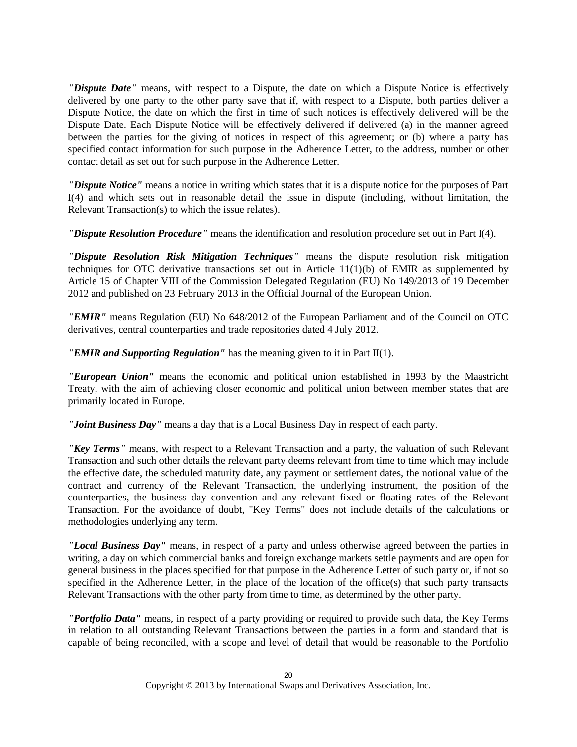***"Dispute Date"*** means, with respect to a Dispute, the date on which a Dispute Notice is effectively delivered by one party to the other party save that if, with respect to a Dispute, both parties deliver a Dispute Notice, the date on which the first in time of such notices is effectively delivered will be the Dispute Date. Each Dispute Notice will be effectively delivered if delivered (a) in the manner agreed between the parties for the giving of notices in respect of this agreement; or (b) where a party has specified contact information for such purpose in the Adherence Letter, to the address, number or other contact detail as set out for such purpose in the Adherence Letter.

***"Dispute Notice"*** means a notice in writing which states that it is a dispute notice for the purposes of Part I(4) and which sets out in reasonable detail the issue in dispute (including, without limitation, the Relevant Transaction(s) to which the issue relates).

***"Dispute Resolution Procedure"*** means the identification and resolution procedure set out in Part I(4).

***"Dispute Resolution Risk Mitigation Techniques"*** means the dispute resolution risk mitigation techniques for OTC derivative transactions set out in Article 11(1)(b) of EMIR as supplemented by Article 15 of Chapter VIII of the Commission Delegated Regulation (EU) No 149/2013 of 19 December 2012 and published on 23 February 2013 in the Official Journal of the European Union.

***"EMIR"*** means Regulation (EU) No 648/2012 of the European Parliament and of the Council on OTC derivatives, central counterparties and trade repositories dated 4 July 2012.

***"EMIR and Supporting Regulation"*** has the meaning given to it in Part II(1).

***"European Union"*** means the economic and political union established in 1993 by the Maastricht Treaty, with the aim of achieving closer economic and political union between member states that are primarily located in Europe.

***"Joint Business Day"*** means a day that is a Local Business Day in respect of each party.

***"Key Terms"*** means, with respect to a Relevant Transaction and a party, the valuation of such Relevant Transaction and such other details the relevant party deems relevant from time to time which may include the effective date, the scheduled maturity date, any payment or settlement dates, the notional value of the contract and currency of the Relevant Transaction, the underlying instrument, the position of the counterparties, the business day convention and any relevant fixed or floating rates of the Relevant Transaction. For the avoidance of doubt, "Key Terms" does not include details of the calculations or methodologies underlying any term.

***"Local Business Day"*** means, in respect of a party and unless otherwise agreed between the parties in writing, a day on which commercial banks and foreign exchange markets settle payments and are open for general business in the places specified for that purpose in the Adherence Letter of such party or, if not so specified in the Adherence Letter, in the place of the location of the office(s) that such party transacts Relevant Transactions with the other party from time to time, as determined by the other party.

***"Portfolio Data"*** means, in respect of a party providing or required to provide such data, the Key Terms in relation to all outstanding Relevant Transactions between the parties in a form and standard that is capable of being reconciled, with a scope and level of detail that would be reasonable to the Portfolio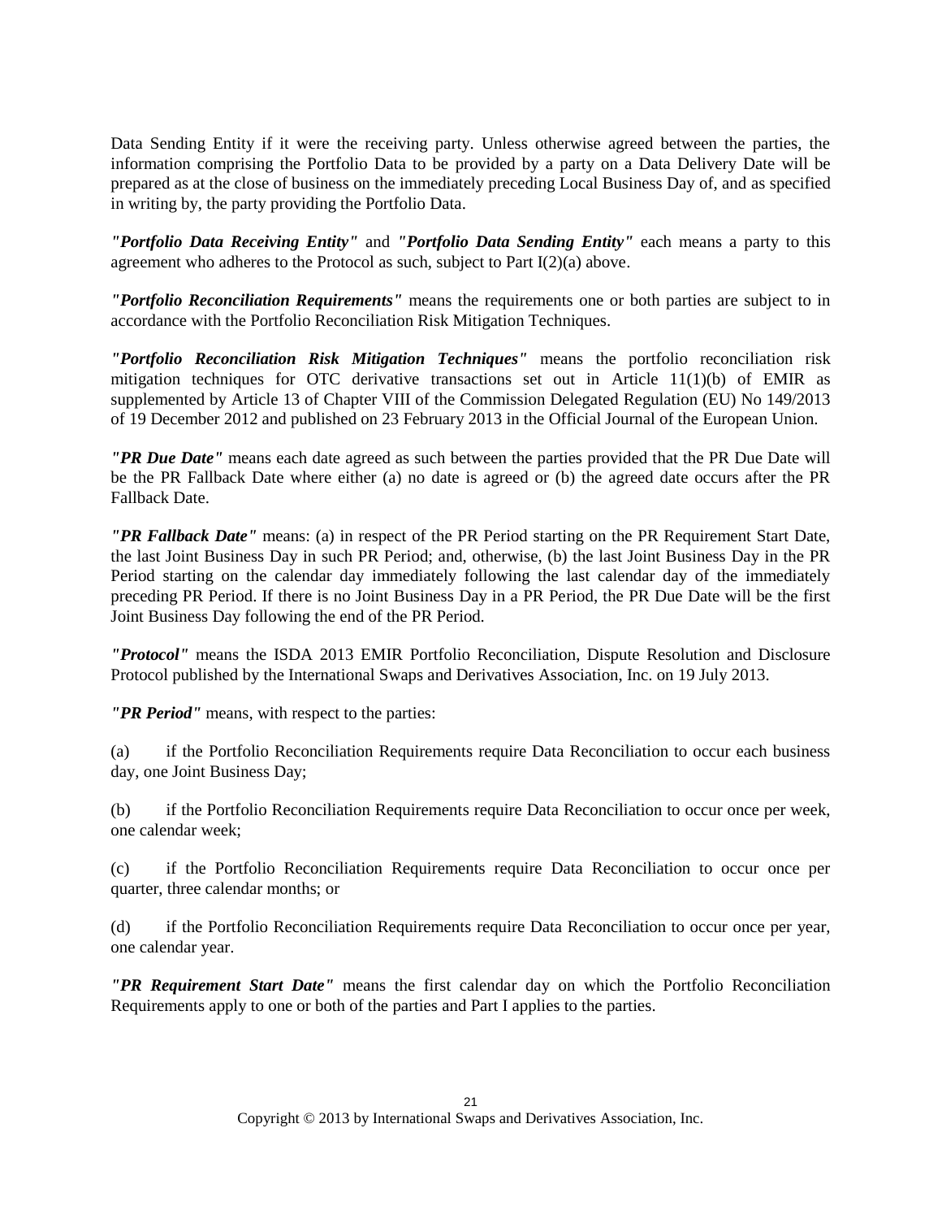Data Sending Entity if it were the receiving party. Unless otherwise agreed between the parties, the information comprising the Portfolio Data to be provided by a party on a Data Delivery Date will be prepared as at the close of business on the immediately preceding Local Business Day of, and as specified in writing by, the party providing the Portfolio Data.

***"Portfolio Data Receiving Entity"*** and ***"Portfolio Data Sending Entity"*** each means a party to this agreement who adheres to the Protocol as such, subject to Part I(2)(a) above.

***"Portfolio Reconciliation Requirements"*** means the requirements one or both parties are subject to in accordance with the Portfolio Reconciliation Risk Mitigation Techniques.

***"Portfolio Reconciliation Risk Mitigation Techniques"*** means the portfolio reconciliation risk mitigation techniques for OTC derivative transactions set out in Article 11(1)(b) of EMIR as supplemented by Article 13 of Chapter VIII of the Commission Delegated Regulation (EU) No 149/2013 of 19 December 2012 and published on 23 February 2013 in the Official Journal of the European Union.

***"PR Due Date"*** means each date agreed as such between the parties provided that the PR Due Date will be the PR Fallback Date where either (a) no date is agreed or (b) the agreed date occurs after the PR Fallback Date.

***"PR Fallback Date"*** means: (a) in respect of the PR Period starting on the PR Requirement Start Date, the last Joint Business Day in such PR Period; and, otherwise, (b) the last Joint Business Day in the PR Period starting on the calendar day immediately following the last calendar day of the immediately preceding PR Period. If there is no Joint Business Day in a PR Period, the PR Due Date will be the first Joint Business Day following the end of the PR Period.

***"Protocol"*** means the ISDA 2013 EMIR Portfolio Reconciliation, Dispute Resolution and Disclosure Protocol published by the International Swaps and Derivatives Association, Inc. on 19 July 2013.

***"PR Period"*** means, with respect to the parties:

(a) if the Portfolio Reconciliation Requirements require Data Reconciliation to occur each business day, one Joint Business Day;

(b) if the Portfolio Reconciliation Requirements require Data Reconciliation to occur once per week, one calendar week;

(c) if the Portfolio Reconciliation Requirements require Data Reconciliation to occur once per quarter, three calendar months; or

(d) if the Portfolio Reconciliation Requirements require Data Reconciliation to occur once per year, one calendar year.

***"PR Requirement Start Date"*** means the first calendar day on which the Portfolio Reconciliation Requirements apply to one or both of the parties and Part I applies to the parties.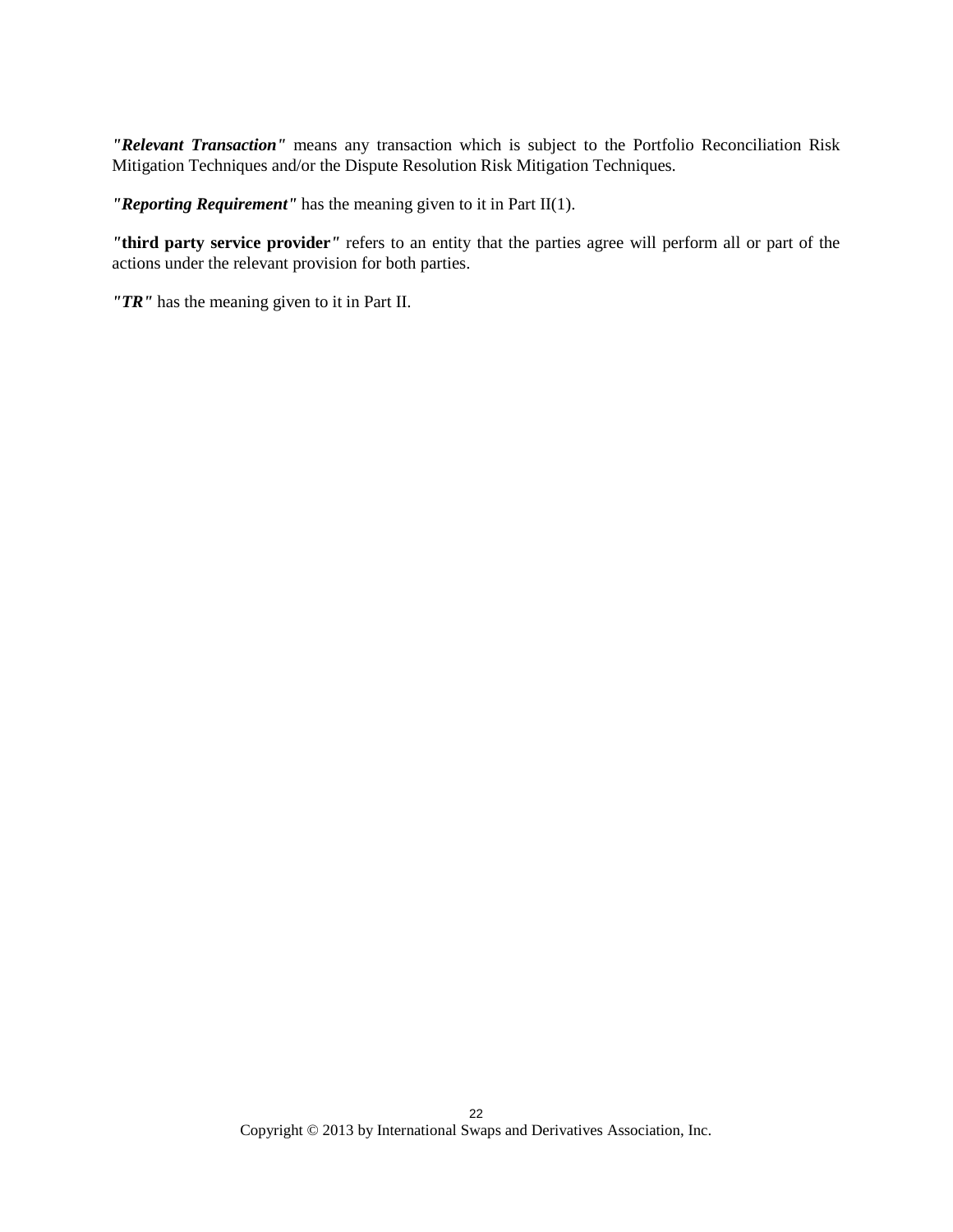***"Relevant Transaction"*** means any transaction which is subject to the Portfolio Reconciliation Risk Mitigation Techniques and/or the Dispute Resolution Risk Mitigation Techniques.

***"Reporting Requirement"*** has the meaning given to it in Part II(1).

***"*third party service provider*"*** refers to an entity that the parties agree will perform all or part of the actions under the relevant provision for both parties.

***"TR"*** has the meaning given to it in Part II.